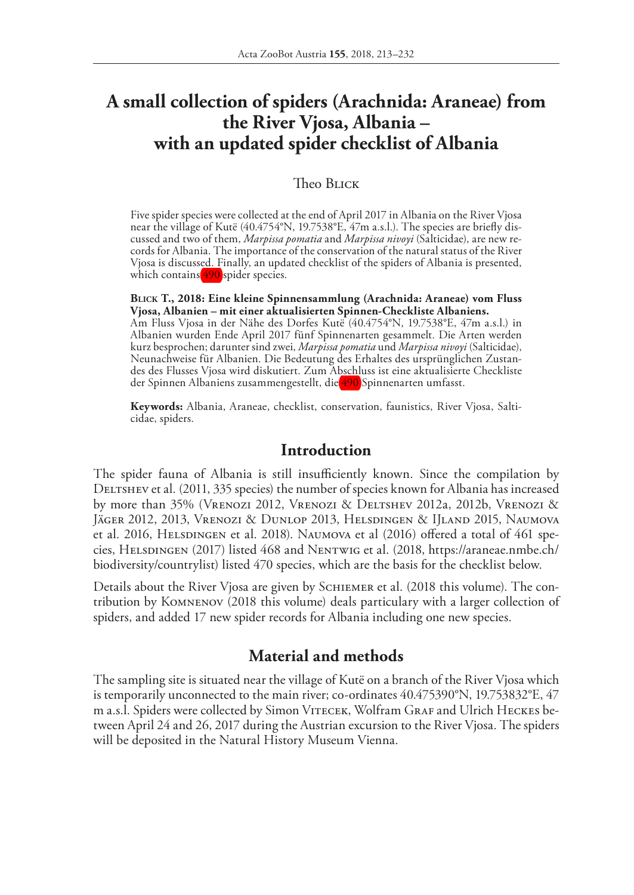# A small collection of spiders (Arachnida: Araneae) from the River Vjosa, Albania – with an updated spider checklist of Albania

Theo Blick

Five spider species were collected at the end of April 2017 in Albania on the River Vjosa near the village of Kutë (40.4754°N, 19.7538°E, 47m a.s.l.). The species are briefly discussed and two of them, *Marpissa pomatia* and *Marpissa nivoyi* (Salticidae), are new records for Albania. The importance of the conservation of the natural status of the River Vjosa is discussed. Finally, an updated checklist of the spiders of Albania is presented, which contains 490 spider species.

**Blick T., 2018: Eine kleine Spinnensammlung (Arachnida: Araneae) vom Fluss Vjosa, Albanien – mit einer aktualisierten Spinnen-Checkliste Albaniens.**
Am Fluss Vjosa in der Nähe des Dorfes Kutë (40.4754°N, 19.7538°E, 47m a.s.l.) in Albanien wurden Ende April 2017 fünf Spinnenarten gesammelt. Die Arten werden kurz besprochen; darunter sind zwei, *Marpissa pomatia* und *Marpissa nivoyi* (Salticidae), Neunachweise für Albanien. Die Bedeutung des Erhaltes des ursprünglichen Zustandes des Flusses Vjosa wird diskutiert. Zum Abschluss ist eine aktualisierte Checkliste der Spinnen Albaniens zusammengestellt, die 490 Spinnenarten umfasst.

**Keywords:** Albania, Araneae, checklist, conservation, faunistics, River Vjosa, Salticidae, spiders.

## Introduction

The spider fauna of Albania is still insufficiently known. Since the compilation by Deltshev et al. (2011, 335 species) the number of species known for Albania has increased by more than 35% (Vrenozi 2012, Vrenozi & Deltshev 2012a, 2012b, Vrenozi & Jäger 2012, 2013, Vrenozi & Dunlop 2013, Helsdingen & IJland 2015, Naumova et al. 2016, Helsdingen et al. 2018). Naumova et al (2016) offered a total of 461 species, Helsdingen (2017) listed 468 and Nentwig et al. (2018, https://araneae.nmbe.ch/biodiversity/countrylist) listed 470 species, which are the basis for the checklist below.

Details about the River Vjosa are given by Schiemer et al. (2018 this volume). The contribution by Komnenov (2018 this volume) deals particulary with a larger collection of spiders, and added 17 new spider records for Albania including one new species.

## Material and methods

The sampling site is situated near the village of Kutë on a branch of the River Vjosa which is temporarily unconnected to the main river; co-ordinates 40.475390°N, 19.753832°E, 47 m a.s.l. Spiders were collected by Simon Vitecek, Wolfram Graf and Ulrich Heckes between April 24 and 26, 2017 during the Austrian excursion to the River Vjosa. The spiders will be deposited in the Natural History Museum Vienna.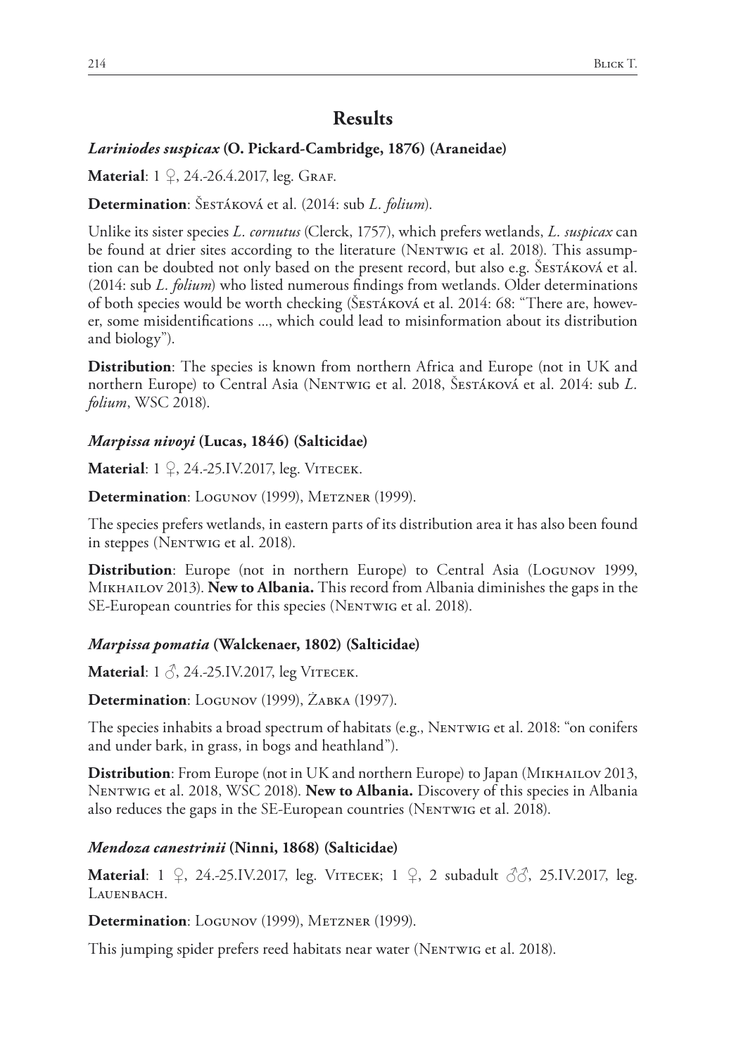## Results

### *Lariniodes suspicax* (O. Pickard-Cambridge, 1876) (Araneidae)

**Material**: 1 ♀, 24.-26.4.2017, leg. Graf.

**Determination**: Šestáková et al. (2014: sub *L. folium*).

Unlike its sister species *L. cornutus* (Clerck, 1757), which prefers wetlands, *L. suspicax* can be found at drier sites according to the literature (Nentwig et al. 2018). This assumption can be doubted not only based on the present record, but also e.g. Šestáková et al. (2014: sub *L. folium*) who listed numerous findings from wetlands. Older determinations of both species would be worth checking (Šestáková et al. 2014: 68: "There are, however, some misidentifications ..., which could lead to misinformation about its distribution and biology").

**Distribution**: The species is known from northern Africa and Europe (not in UK and northern Europe) to Central Asia (Nentwig et al. 2018, Šestáková et al. 2014: sub *L. folium*, WSC 2018).

### *Marpissa nivoyi* (Lucas, 1846) (Salticidae)

**Material**: 1 ♀, 24.-25.IV.2017, leg. Vitecek.

**Determination**: Logunov (1999), Metzner (1999).

The species prefers wetlands, in eastern parts of its distribution area it has also been found in steppes (Nentwig et al. 2018).

**Distribution**: Europe (not in northern Europe) to Central Asia (Logunov 1999, Mikhailov 2013). **New to Albania.** This record from Albania diminishes the gaps in the SE-European countries for this species (Nentwig et al. 2018).

### *Marpissa pomatia* (Walckenaer, 1802) (Salticidae)

**Material**: 1 ♂, 24.-25.IV.2017, leg Vitecek.

**Determination**: Logunov (1999), Żabka (1997).

The species inhabits a broad spectrum of habitats (e.g., Nentwig et al. 2018: "on conifers and under bark, in grass, in bogs and heathland").

**Distribution**: From Europe (not in UK and northern Europe) to Japan (Mikhailov 2013, Nentwig et al. 2018, WSC 2018). **New to Albania.** Discovery of this species in Albania also reduces the gaps in the SE-European countries (Nentwig et al. 2018).

### *Mendoza canestrinii* (Ninni, 1868) (Salticidae)

**Material**: 1 ♀, 24.-25.IV.2017, leg. Vitecek; 1 ♀, 2 subadult ♂♂, 25.IV.2017, leg. Lauenbach.

**Determination**: Logunov (1999), Metzner (1999).

This jumping spider prefers reed habitats near water (Nentwig et al. 2018).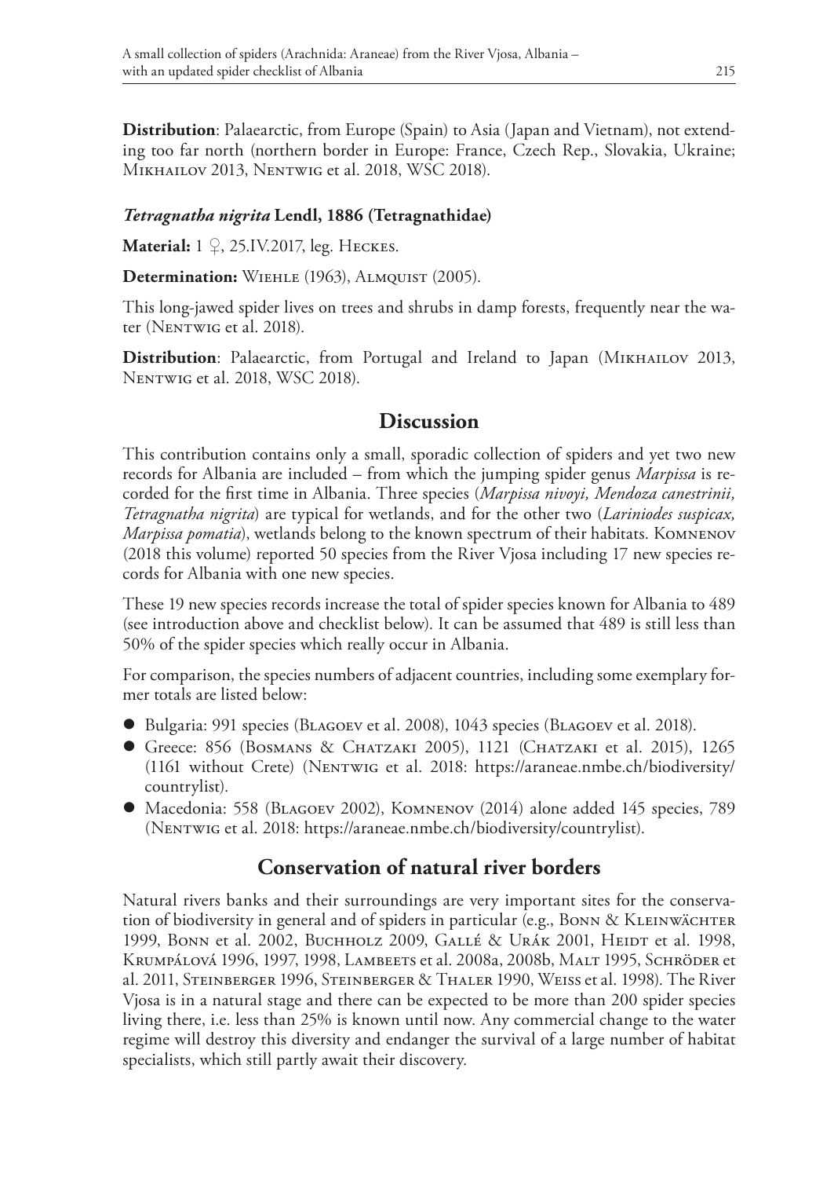**Distribution**: Palaearctic, from Europe (Spain) to Asia (Japan and Vietnam), not extending too far north (northern border in Europe: France, Czech Rep., Slovakia, Ukraine; Mikhailov 2013, Nentwig et al. 2018, WSC 2018).

### *Tetragnatha nigrita* Lendl, 1886 (Tetragnathidae)

**Material:** 1 ♀, 25.IV.2017, leg. Heckes.

**Determination:** Wiehle (1963), Almquist (2005).

This long-jawed spider lives on trees and shrubs in damp forests, frequently near the water (Nentwig et al. 2018).

**Distribution**: Palaearctic, from Portugal and Ireland to Japan (Mikhailov 2013, Nentwig et al. 2018, WSC 2018).

## Discussion

This contribution contains only a small, sporadic collection of spiders and yet two new records for Albania are included – from which the jumping spider genus *Marpissa* is recorded for the first time in Albania. Three species (*Marpissa nivoyi, Mendoza canestrinii, Tetragnatha nigrita*) are typical for wetlands, and for the other two (*Lariniodes suspicax, Marpissa pomatia*), wetlands belong to the known spectrum of their habitats. Komnenov (2018 this volume) reported 50 species from the River Vjosa including 17 new species records for Albania with one new species.

These 19 new species records increase the total of spider species known for Albania to 489 (see introduction above and checklist below). It can be assumed that 489 is still less than 50% of the spider species which really occur in Albania.

For comparison, the species numbers of adjacent countries, including some exemplary former totals are listed below:

- Bulgaria: 991 species (Blagoev et al. 2008), 1043 species (Blagoev et al. 2018).
- Greece: 856 (Bosmans & Chatzaki 2005), 1121 (Chatzaki et al. 2015), 1265 (1161 without Crete) (Nentwig et al. 2018: https://araneae.nmbe.ch/biodiversity/countrylist).
- Macedonia: 558 (Blagoev 2002), Komnenov (2014) alone added 145 species, 789 (Nentwig et al. 2018: https://araneae.nmbe.ch/biodiversity/countrylist).

## Conservation of natural river borders

Natural rivers banks and their surroundings are very important sites for the conservation of biodiversity in general and of spiders in particular (e.g., Bonn & Kleinwächter 1999, Bonn et al. 2002, Buchholz 2009, Gallé & Urák 2001, Heidt et al. 1998, Krumpálová 1996, 1997, 1998, Lambeets et al. 2008a, 2008b, Malt 1995, Schröder et al. 2011, Steinberger 1996, Steinberger & Thaler 1990, Weiss et al. 1998). The River Vjosa is in a natural stage and there can be expected to be more than 200 spider species living there, i.e. less than 25% is known until now. Any commercial change to the water regime will destroy this diversity and endanger the survival of a large number of habitat specialists, which still partly await their discovery.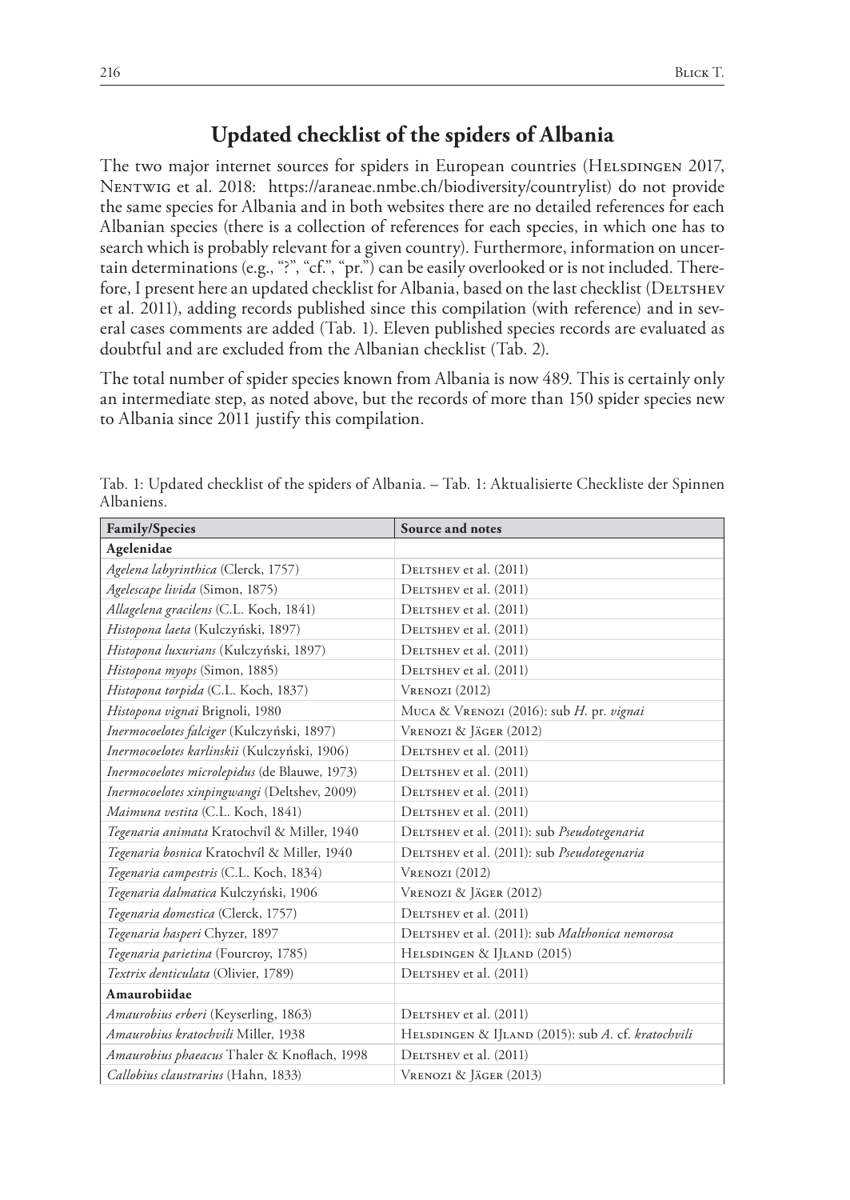## Updated checklist of the spiders of Albania

The two major internet sources for spiders in European countries (Helsdingen 2017, Nentwig et al. 2018: https://araneae.nmbe.ch/biodiversity/countrylist) do not provide the same species for Albania and in both websites there are no detailed references for each Albanian species (there is a collection of references for each species, in which one has to search which is probably relevant for a given country). Furthermore, information on uncertain determinations (e.g., "?", "cf.", "pr.") can be easily overlooked or is not included. Therefore, I present here an updated checklist for Albania, based on the last checklist (Deltshev et al. 2011), adding records published since this compilation (with reference) and in several cases comments are added (Tab. 1). Eleven published species records are evaluated as doubtful and are excluded from the Albanian checklist (Tab. 2).

The total number of spider species known from Albania is now 489. This is certainly only an intermediate step, as noted above, but the records of more than 150 spider species new to Albania since 2011 justify this compilation.

Tab. 1: Updated checklist of the spiders of Albania. – Tab. 1: Aktualisierte Checkliste der Spinnen Albaniens.

| **Family/Species** | **Source and notes** |
|---|---|
| **Agelenidae** | |
| *Agelena labyrinthica* (Clerck, 1757) | Deltshev et al. (2011) |
| *Agelescape livida* (Simon, 1875) | Deltshev et al. (2011) |
| *Allagelena gracilens* (C.L. Koch, 1841) | Deltshev et al. (2011) |
| *Histopona laeta* (Kulczyński, 1897) | Deltshev et al. (2011) |
| *Histopona luxurians* (Kulczyński, 1897) | Deltshev et al. (2011) |
| *Histopona myops* (Simon, 1885) | Deltshev et al. (2011) |
| *Histopona torpida* (C.L. Koch, 1837) | Vrenozi (2012) |
| *Histopona vignai* Brignoli, 1980 | Muca & Vrenozi (2016): sub *H.* pr. *vignai* |
| *Inermocoelotes falciger* (Kulczyński, 1897) | Vrenozi & Jäger (2012) |
| *Inermocoelotes karlinskii* (Kulczyński, 1906) | Deltshev et al. (2011) |
| *Inermocoelotes microlepidus* (de Blauwe, 1973) | Deltshev et al. (2011) |
| *Inermocoelotes xinpingwangi* (Deltshev, 2009) | Deltshev et al. (2011) |
| *Maimuna vestita* (C.L. Koch, 1841) | Deltshev et al. (2011) |
| *Tegenaria animata* Kratochvíl & Miller, 1940 | Deltshev et al. (2011): sub *Pseudotegenaria* |
| *Tegenaria bosnica* Kratochvíl & Miller, 1940 | Deltshev et al. (2011): sub *Pseudotegenaria* |
| *Tegenaria campestris* (C.L. Koch, 1834) | Vrenozi (2012) |
| *Tegenaria dalmatica* Kulczyński, 1906 | Vrenozi & Jäger (2012) |
| *Tegenaria domestica* (Clerck, 1757) | Deltshev et al. (2011) |
| *Tegenaria hasperi* Chyzer, 1897 | Deltshev et al. (2011): sub *Malthonica nemorosa* |
| *Tegenaria parietina* (Fourcroy, 1785) | Helsdingen & IJland (2015) |
| *Textrix denticulata* (Olivier, 1789) | Deltshev et al. (2011) |
| **Amaurobiidae** | |
| *Amaurobius erberi* (Keyserling, 1863) | Deltshev et al. (2011) |
| *Amaurobius kratochvili* Miller, 1938 | Helsdingen & IJland (2015): sub *A.* cf. *kratochvili* |
| *Amaurobius phaeacus* Thaler & Knoflach, 1998 | Deltshev et al. (2011) |
| *Callobius claustrarius* (Hahn, 1833) | Vrenozi & Jäger (2013) |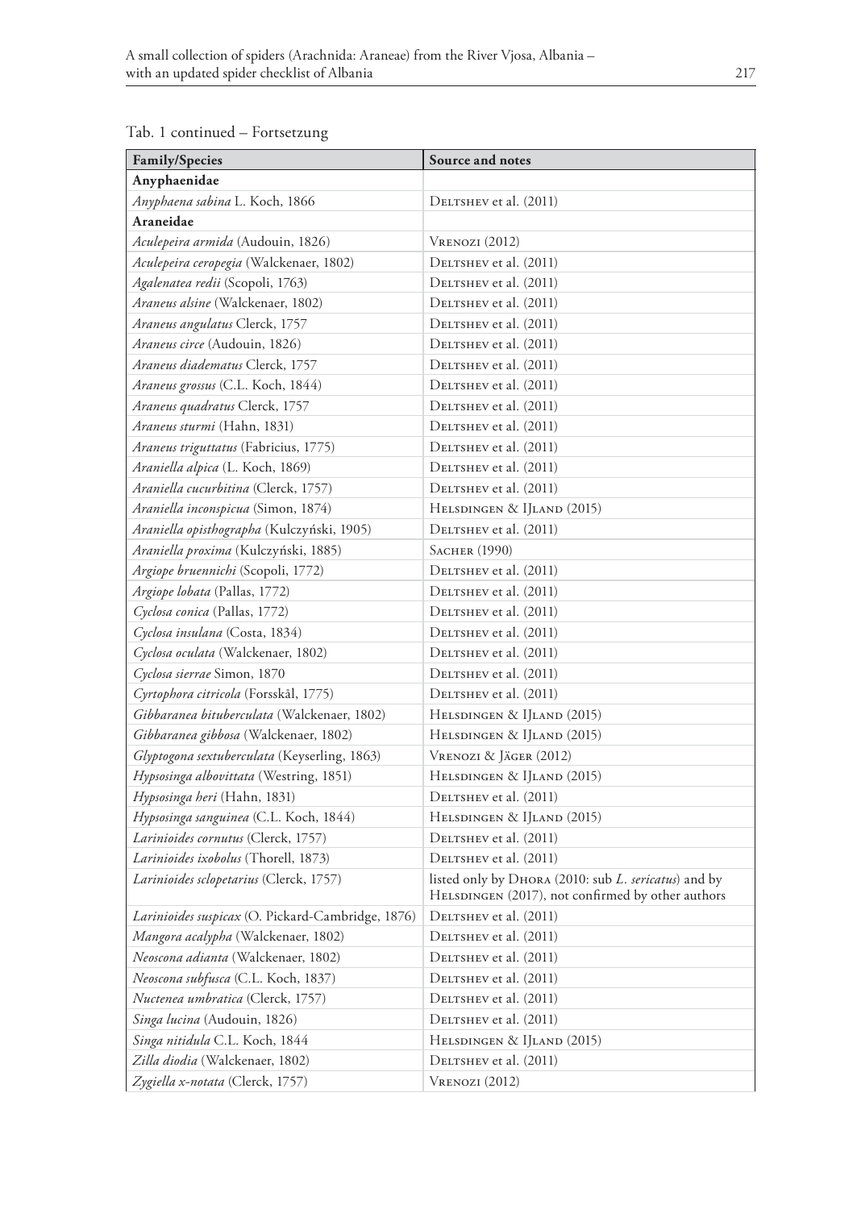Tab. 1 continued – Fortsetzung

| **Family/Species** | **Source and notes** |
|---|---|
| **Anyphaenidae** | |
| *Anyphaena sabina* L. Koch, 1866 | Deltshev et al. (2011) |
| **Araneidae** | |
| *Aculepeira armida* (Audouin, 1826) | Vrenozi (2012) |
| *Aculepeira ceropegia* (Walckenaer, 1802) | Deltshev et al. (2011) |
| *Agalenatea redii* (Scopoli, 1763) | Deltshev et al. (2011) |
| *Araneus alsine* (Walckenaer, 1802) | Deltshev et al. (2011) |
| *Araneus angulatus* Clerck, 1757 | Deltshev et al. (2011) |
| *Araneus circe* (Audouin, 1826) | Deltshev et al. (2011) |
| *Araneus diadematus* Clerck, 1757 | Deltshev et al. (2011) |
| *Araneus grossus* (C.L. Koch, 1844) | Deltshev et al. (2011) |
| *Araneus quadratus* Clerck, 1757 | Deltshev et al. (2011) |
| *Araneus sturmi* (Hahn, 1831) | Deltshev et al. (2011) |
| *Araneus triguttatus* (Fabricius, 1775) | Deltshev et al. (2011) |
| *Araniella alpica* (L. Koch, 1869) | Deltshev et al. (2011) |
| *Araniella cucurbitina* (Clerck, 1757) | Deltshev et al. (2011) |
| *Araniella inconspicua* (Simon, 1874) | Helsdingen & IJland (2015) |
| *Araniella opisthographa* (Kulczyński, 1905) | Deltshev et al. (2011) |
| *Araniella proxima* (Kulczyński, 1885) | Sacher (1990) |
| *Argiope bruennichi* (Scopoli, 1772) | Deltshev et al. (2011) |
| *Argiope lobata* (Pallas, 1772) | Deltshev et al. (2011) |
| *Cyclosa conica* (Pallas, 1772) | Deltshev et al. (2011) |
| *Cyclosa insulana* (Costa, 1834) | Deltshev et al. (2011) |
| *Cyclosa oculata* (Walckenaer, 1802) | Deltshev et al. (2011) |
| *Cyclosa sierrae* Simon, 1870 | Deltshev et al. (2011) |
| *Cyrtophora citricola* (Forsskål, 1775) | Deltshev et al. (2011) |
| *Gibbaranea bituberculata* (Walckenaer, 1802) | Helsdingen & IJland (2015) |
| *Gibbaranea gibbosa* (Walckenaer, 1802) | Helsdingen & IJland (2015) |
| *Glyptogona sextuberculata* (Keyserling, 1863) | Vrenozi & Jäger (2012) |
| *Hypsosinga albovittata* (Westring, 1851) | Helsdingen & IJland (2015) |
| *Hypsosinga heri* (Hahn, 1831) | Deltshev et al. (2011) |
| *Hypsosinga sanguinea* (C.L. Koch, 1844) | Helsdingen & IJland (2015) |
| *Larinioides cornutus* (Clerck, 1757) | Deltshev et al. (2011) |
| *Larinioides ixobolus* (Thorell, 1873) | Deltshev et al. (2011) |
| *Larinioides sclopetarius* (Clerck, 1757) | listed only by Dhora (2010: sub *L. sericatus*) and by Helsdingen (2017), not confirmed by other authors |
| *Larinioides suspicax* (O. Pickard-Cambridge, 1876) | Deltshev et al. (2011) |
| *Mangora acalypha* (Walckenaer, 1802) | Deltshev et al. (2011) |
| *Neoscona adianta* (Walckenaer, 1802) | Deltshev et al. (2011) |
| *Neoscona subfusca* (C.L. Koch, 1837) | Deltshev et al. (2011) |
| *Nuctenea umbratica* (Clerck, 1757) | Deltshev et al. (2011) |
| *Singa lucina* (Audouin, 1826) | Deltshev et al. (2011) |
| *Singa nitidula* C.L. Koch, 1844 | Helsdingen & IJland (2015) |
| *Zilla diodia* (Walckenaer, 1802) | Deltshev et al. (2011) |
| *Zygiella x-notata* (Clerck, 1757) | Vrenozi (2012) |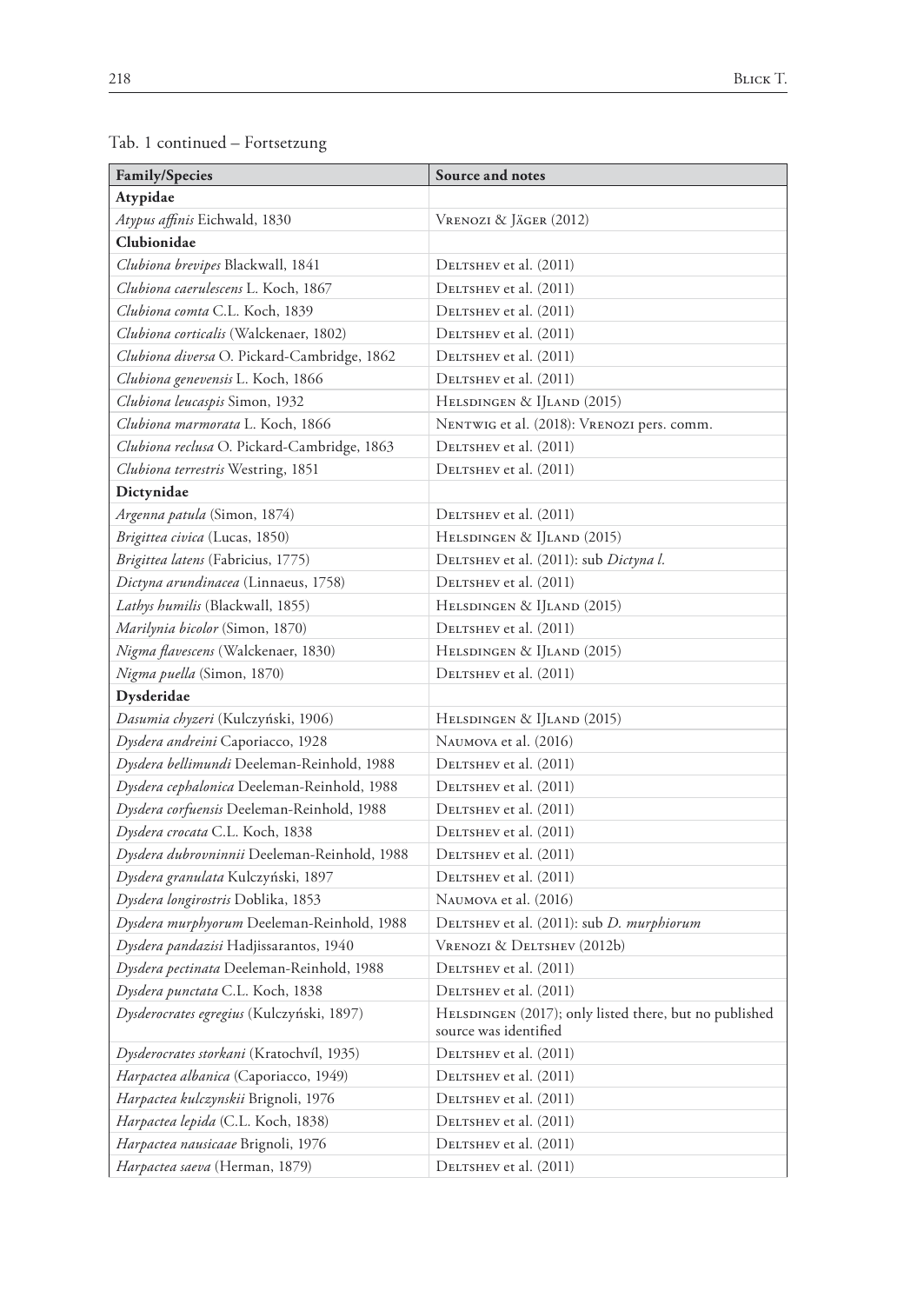Tab. 1 continued – Fortsetzung

| Family/Species | Source and notes |
|---|---|
| **Atypidae** | |
| *Atypus affinis* Eichwald, 1830 | Vrenozi & Jäger (2012) |
| **Clubionidae** | |
| *Clubiona brevipes* Blackwall, 1841 | Deltshev et al. (2011) |
| *Clubiona caerulescens* L. Koch, 1867 | Deltshev et al. (2011) |
| *Clubiona comta* C.L. Koch, 1839 | Deltshev et al. (2011) |
| *Clubiona corticalis* (Walckenaer, 1802) | Deltshev et al. (2011) |
| *Clubiona diversa* O. Pickard-Cambridge, 1862 | Deltshev et al. (2011) |
| *Clubiona genevensis* L. Koch, 1866 | Deltshev et al. (2011) |
| *Clubiona leucaspis* Simon, 1932 | Helsdingen & IJland (2015) |
| *Clubiona marmorata* L. Koch, 1866 | Nentwig et al. (2018): Vrenozi pers. comm. |
| *Clubiona reclusa* O. Pickard-Cambridge, 1863 | Deltshev et al. (2011) |
| *Clubiona terrestris* Westring, 1851 | Deltshev et al. (2011) |
| **Dictynidae** | |
| *Argenna patula* (Simon, 1874) | Deltshev et al. (2011) |
| *Brigittea civica* (Lucas, 1850) | Helsdingen & IJland (2015) |
| *Brigittea latens* (Fabricius, 1775) | Deltshev et al. (2011): sub *Dictyna l.* |
| *Dictyna arundinacea* (Linnaeus, 1758) | Deltshev et al. (2011) |
| *Lathys humilis* (Blackwall, 1855) | Helsdingen & IJland (2015) |
| *Marilynia bicolor* (Simon, 1870) | Deltshev et al. (2011) |
| *Nigma flavescens* (Walckenaer, 1830) | Helsdingen & IJland (2015) |
| *Nigma puella* (Simon, 1870) | Deltshev et al. (2011) |
| **Dysderidae** | |
| *Dasumia chyzeri* (Kulczyński, 1906) | Helsdingen & IJland (2015) |
| *Dysdera andreini* Caporiacco, 1928 | Naumova et al. (2016) |
| *Dysdera bellimundi* Deeleman-Reinhold, 1988 | Deltshev et al. (2011) |
| *Dysdera cephalonica* Deeleman-Reinhold, 1988 | Deltshev et al. (2011) |
| *Dysdera corfuensis* Deeleman-Reinhold, 1988 | Deltshev et al. (2011) |
| *Dysdera crocata* C.L. Koch, 1838 | Deltshev et al. (2011) |
| *Dysdera dubrovninnii* Deeleman-Reinhold, 1988 | Deltshev et al. (2011) |
| *Dysdera granulata* Kulczyński, 1897 | Deltshev et al. (2011) |
| *Dysdera longirostris* Doblika, 1853 | Naumova et al. (2016) |
| *Dysdera murphyorum* Deeleman-Reinhold, 1988 | Deltshev et al. (2011): sub *D. murphiorum* |
| *Dysdera pandazisi* Hadjissarantos, 1940 | Vrenozi & Deltshev (2012b) |
| *Dysdera pectinata* Deeleman-Reinhold, 1988 | Deltshev et al. (2011) |
| *Dysdera punctata* C.L. Koch, 1838 | Deltshev et al. (2011) |
| *Dysderocrates egregius* (Kulczyński, 1897) | Helsdingen (2017); only listed there, but no published source was identified |
| *Dysderocrates storkani* (Kratochvíl, 1935) | Deltshev et al. (2011) |
| *Harpactea albanica* (Caporiacco, 1949) | Deltshev et al. (2011) |
| *Harpactea kulczynskii* Brignoli, 1976 | Deltshev et al. (2011) |
| *Harpactea lepida* (C.L. Koch, 1838) | Deltshev et al. (2011) |
| *Harpactea nausicaae* Brignoli, 1976 | Deltshev et al. (2011) |
| *Harpactea saeva* (Herman, 1879) | Deltshev et al. (2011) |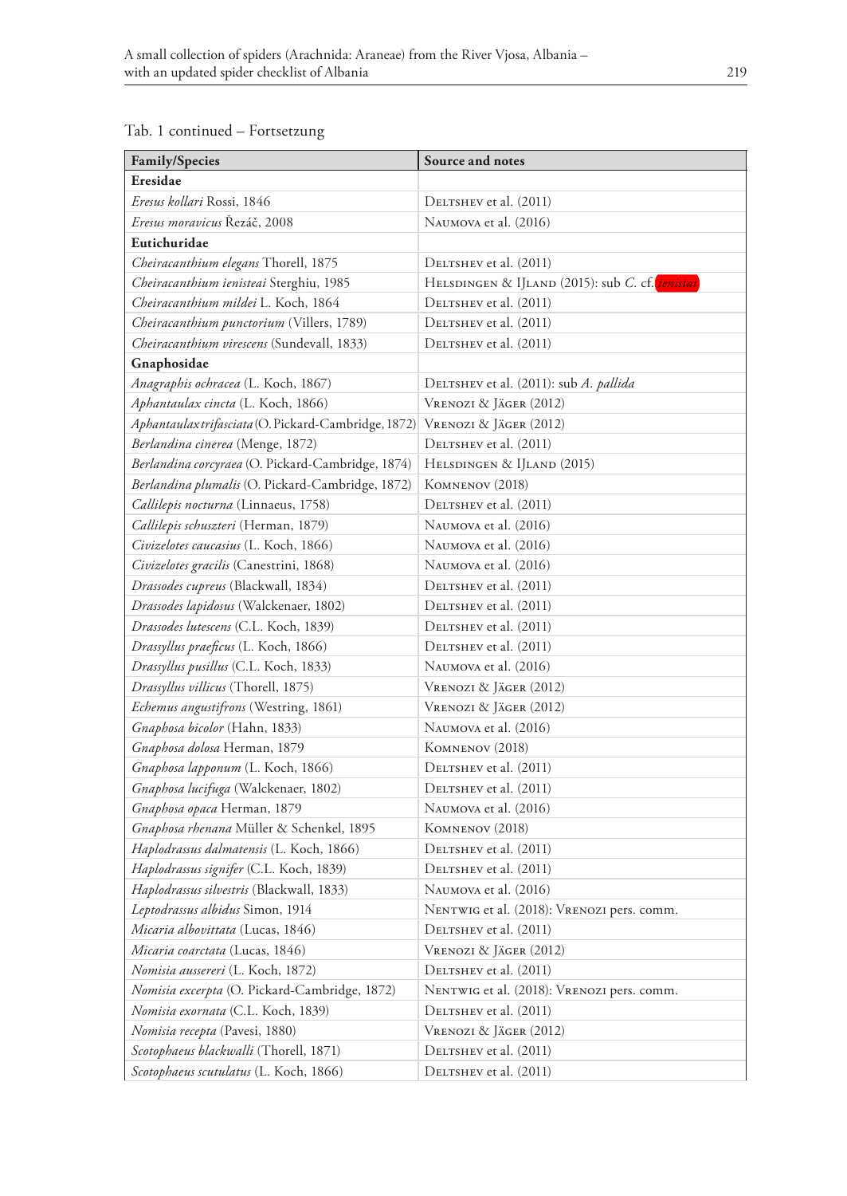Tab. 1 continued – Fortsetzung

| Family/Species | Source and notes |
|---|---|
| **Eresidae** | |
| *Eresus kollari* Rossi, 1846 | Deltshev et al. (2011) |
| *Eresus moravicus* Řezáč, 2008 | Naumova et al. (2016) |
| **Eutichuridae** | |
| *Cheiracanthium elegans* Thorell, 1875 | Deltshev et al. (2011) |
| *Cheiracanthium ienisteai* Sterghiu, 1985 | Helsdingen & IJland (2015): sub *C.* cf. *ienistai* |
| *Cheiracanthium mildei* L. Koch, 1864 | Deltshev et al. (2011) |
| *Cheiracanthium punctorium* (Villers, 1789) | Deltshev et al. (2011) |
| *Cheiracanthium virescens* (Sundevall, 1833) | Deltshev et al. (2011) |
| **Gnaphosidae** | |
| *Anagraphis ochracea* (L. Koch, 1867) | Deltshev et al. (2011): sub *A. pallida* |
| *Aphantaulax cincta* (L. Koch, 1866) | Vrenozi & Jäger (2012) |
| *Aphantaulax trifasciata* (O. Pickard-Cambridge, 1872) | Vrenozi & Jäger (2012) |
| *Berlandina cinerea* (Menge, 1872) | Deltshev et al. (2011) |
| *Berlandina corcyraea* (O. Pickard-Cambridge, 1874) | Helsdingen & IJland (2015) |
| *Berlandina plumalis* (O. Pickard-Cambridge, 1872) | Komnenov (2018) |
| *Callilepis nocturna* (Linnaeus, 1758) | Deltshev et al. (2011) |
| *Callilepis schuszteri* (Herman, 1879) | Naumova et al. (2016) |
| *Civizelotes caucasius* (L. Koch, 1866) | Naumova et al. (2016) |
| *Civizelotes gracilis* (Canestrini, 1868) | Naumova et al. (2016) |
| *Drassodes cupreus* (Blackwall, 1834) | Deltshev et al. (2011) |
| *Drassodes lapidosus* (Walckenaer, 1802) | Deltshev et al. (2011) |
| *Drassodes lutescens* (C.L. Koch, 1839) | Deltshev et al. (2011) |
| *Drassyllus praeficus* (L. Koch, 1866) | Deltshev et al. (2011) |
| *Drassyllus pusillus* (C.L. Koch, 1833) | Naumova et al. (2016) |
| *Drassyllus villicus* (Thorell, 1875) | Vrenozi & Jäger (2012) |
| *Echemus angustifrons* (Westring, 1861) | Vrenozi & Jäger (2012) |
| *Gnaphosa bicolor* (Hahn, 1833) | Naumova et al. (2016) |
| *Gnaphosa dolosa* Herman, 1879 | Komnenov (2018) |
| *Gnaphosa lapponum* (L. Koch, 1866) | Deltshev et al. (2011) |
| *Gnaphosa lucifuga* (Walckenaer, 1802) | Deltshev et al. (2011) |
| *Gnaphosa opaca* Herman, 1879 | Naumova et al. (2016) |
| *Gnaphosa rhenana* Müller & Schenkel, 1895 | Komnenov (2018) |
| *Haplodrassus dalmatensis* (L. Koch, 1866) | Deltshev et al. (2011) |
| *Haplodrassus signifer* (C.L. Koch, 1839) | Deltshev et al. (2011) |
| *Haplodrassus silvestris* (Blackwall, 1833) | Naumova et al. (2016) |
| *Leptodrassus albidus* Simon, 1914 | Nentwig et al. (2018): Vrenozi pers. comm. |
| *Micaria albovittata* (Lucas, 1846) | Deltshev et al. (2011) |
| *Micaria coarctata* (Lucas, 1846) | Vrenozi & Jäger (2012) |
| *Nomisia aussereri* (L. Koch, 1872) | Deltshev et al. (2011) |
| *Nomisia excerpta* (O. Pickard-Cambridge, 1872) | Nentwig et al. (2018): Vrenozi pers. comm. |
| *Nomisia exornata* (C.L. Koch, 1839) | Deltshev et al. (2011) |
| *Nomisia recepta* (Pavesi, 1880) | Vrenozi & Jäger (2012) |
| *Scotophaeus blackwalli* (Thorell, 1871) | Deltshev et al. (2011) |
| *Scotophaeus scutulatus* (L. Koch, 1866) | Deltshev et al. (2011) |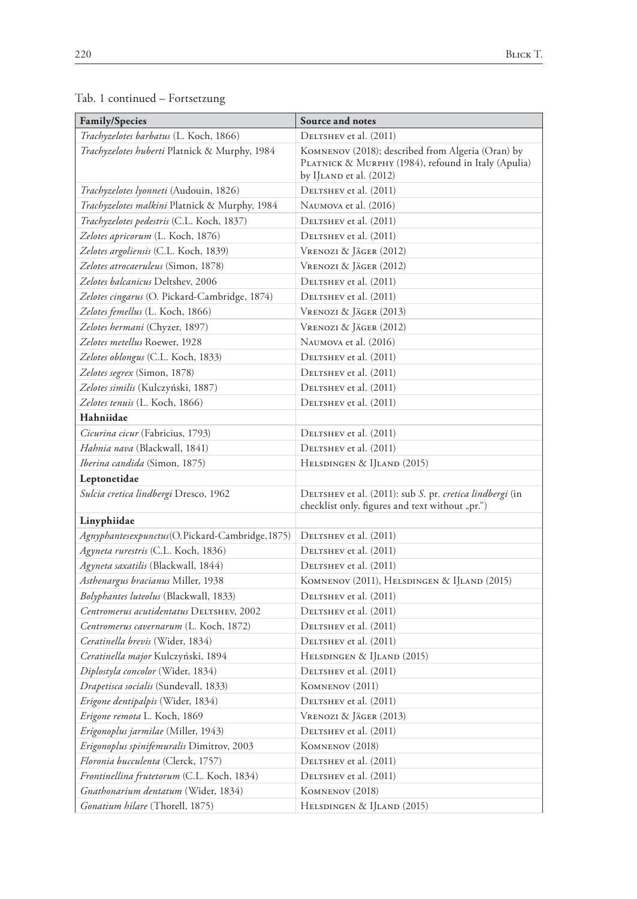Tab. 1 continued – Fortsetzung

| Family/Species | Source and notes |
|---|---|
| *Trachyzelotes barbatus* (L. Koch, 1866) | Deltshev et al. (2011) |
| *Trachyzelotes huberti* Platnick & Murphy, 1984 | Komnenov (2018); described from Algeria (Oran) by Platnick & Murphy (1984), refound in Italy (Apulia) by IJland et al. (2012) |
| *Trachyzelotes lyonneti* (Audouin, 1826) | Deltshev et al. (2011) |
| *Trachyzelotes malkini* Platnick & Murphy, 1984 | Naumova et al. (2016) |
| *Trachyzelotes pedestris* (C.L. Koch, 1837) | Deltshev et al. (2011) |
| *Zelotes apricorum* (L. Koch, 1876) | Deltshev et al. (2011) |
| *Zelotes argoliensis* (C.L. Koch, 1839) | Vrenozi & Jäger (2012) |
| *Zelotes atrocaeruleus* (Simon, 1878) | Vrenozi & Jäger (2012) |
| *Zelotes balcanicus* Deltshev, 2006 | Deltshev et al. (2011) |
| *Zelotes cingarus* (O. Pickard-Cambridge, 1874) | Deltshev et al. (2011) |
| *Zelotes femellus* (L. Koch, 1866) | Vrenozi & Jäger (2013) |
| *Zelotes hermani* (Chyzer, 1897) | Vrenozi & Jäger (2012) |
| *Zelotes metellus* Roewer, 1928 | Naumova et al. (2016) |
| *Zelotes oblongus* (C.L. Koch, 1833) | Deltshev et al. (2011) |
| *Zelotes segrex* (Simon, 1878) | Deltshev et al. (2011) |
| *Zelotes similis* (Kulczyński, 1887) | Deltshev et al. (2011) |
| *Zelotes tenuis* (L. Koch, 1866) | Deltshev et al. (2011) |
| **Hahniidae** | |
| *Cicurina cicur* (Fabricius, 1793) | Deltshev et al. (2011) |
| *Hahnia nava* (Blackwall, 1841) | Deltshev et al. (2011) |
| *Iberina candida* (Simon, 1875) | Helsdingen & IJland (2015) |
| **Leptonetidae** | |
| *Sulcia cretica lindbergi* Dresco, 1962 | Deltshev et al. (2011): sub *S. pr. cretica lindbergi* (in checklist only, figures and text without „pr.“) |
| **Linyphiidae** | |
| *Agnyphantes expunctus* (O. Pickard-Cambridge, 1875) | Deltshev et al. (2011) |
| *Agyneta rurestris* (C.L. Koch, 1836) | Deltshev et al. (2011) |
| *Agyneta saxatilis* (Blackwall, 1844) | Deltshev et al. (2011) |
| *Asthenargus bracianus* Miller, 1938 | Komnenov (2011), Helsdingen & IJland (2015) |
| *Bolyphantes luteolus* (Blackwall, 1833) | Deltshev et al. (2011) |
| *Centromerus acutidentatus* Deltshev, 2002 | Deltshev et al. (2011) |
| *Centromerus cavernarum* (L. Koch, 1872) | Deltshev et al. (2011) |
| *Ceratinella brevis* (Wider, 1834) | Deltshev et al. (2011) |
| *Ceratinella major* Kulczyński, 1894 | Helsdingen & IJland (2015) |
| *Diplostyla concolor* (Wider, 1834) | Deltshev et al. (2011) |
| *Drapetisca socialis* (Sundevall, 1833) | Komnenov (2011) |
| *Erigone dentipalpis* (Wider, 1834) | Deltshev et al. (2011) |
| *Erigone remota* L. Koch, 1869 | Vrenozi & Jäger (2013) |
| *Erigonoplus jarmilae* (Miller, 1943) | Deltshev et al. (2011) |
| *Erigonoplus spinifemuralis* Dimitrov, 2003 | Komnenov (2018) |
| *Floronia bucculenta* (Clerck, 1757) | Deltshev et al. (2011) |
| *Frontinellina frutetorum* (C.L. Koch, 1834) | Deltshev et al. (2011) |
| *Gnathonarium dentatum* (Wider, 1834) | Komnenov (2018) |
| *Gonatium hilare* (Thorell, 1875) | Helsdingen & IJland (2015) |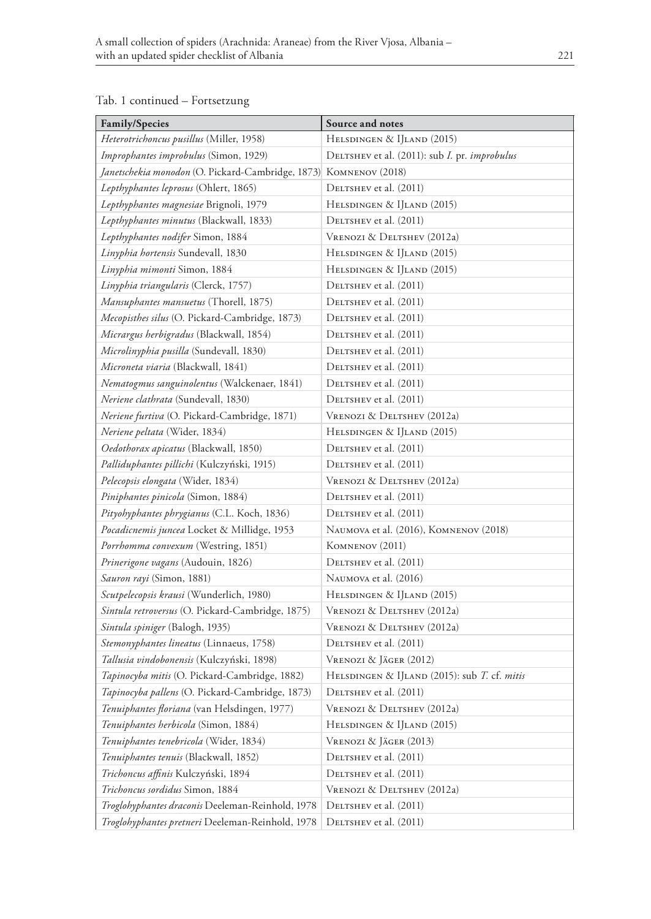Tab. 1 continued – Fortsetzung

| Family/Species | Source and notes |
|---|---|
| *Heterotrichoncus pusillus* (Miller, 1958) | Helsdingen & IJland (2015) |
| *Improphantes improbulus* (Simon, 1929) | Deltshev et al. (2011): sub *I.* pr. *improbulus* |
| *Janetschekia monodon* (O. Pickard-Cambridge, 1873) | Komnenov (2018) |
| *Lepthyphantes leprosus* (Ohlert, 1865) | Deltshev et al. (2011) |
| *Lepthyphantes magnesiae* Brignoli, 1979 | Helsdingen & IJland (2015) |
| *Lepthyphantes minutus* (Blackwall, 1833) | Deltshev et al. (2011) |
| *Lepthyphantes nodifer* Simon, 1884 | Vrenozi & Deltshev (2012a) |
| *Linyphia hortensis* Sundevall, 1830 | Helsdingen & IJland (2015) |
| *Linyphia mimonti* Simon, 1884 | Helsdingen & IJland (2015) |
| *Linyphia triangularis* (Clerck, 1757) | Deltshev et al. (2011) |
| *Mansuphantes mansuetus* (Thorell, 1875) | Deltshev et al. (2011) |
| *Mecopisthes silus* (O. Pickard-Cambridge, 1873) | Deltshev et al. (2011) |
| *Micrargus herbigradus* (Blackwall, 1854) | Deltshev et al. (2011) |
| *Microlinyphia pusilla* (Sundevall, 1830) | Deltshev et al. (2011) |
| *Microneta viaria* (Blackwall, 1841) | Deltshev et al. (2011) |
| *Nematogmus sanguinolentus* (Walckenaer, 1841) | Deltshev et al. (2011) |
| *Neriene clathrata* (Sundevall, 1830) | Deltshev et al. (2011) |
| *Neriene furtiva* (O. Pickard-Cambridge, 1871) | Vrenozi & Deltshev (2012a) |
| *Neriene peltata* (Wider, 1834) | Helsdingen & IJland (2015) |
| *Oedothorax apicatus* (Blackwall, 1850) | Deltshev et al. (2011) |
| *Palliduphantes pillichi* (Kulczyński, 1915) | Deltshev et al. (2011) |
| *Pelecopsis elongata* (Wider, 1834) | Vrenozi & Deltshev (2012a) |
| *Piniphantes pinicola* (Simon, 1884) | Deltshev et al. (2011) |
| *Pityohyphantes phrygianus* (C.L. Koch, 1836) | Deltshev et al. (2011) |
| *Pocadicnemis juncea* Locket & Millidge, 1953 | Naumova et al. (2016), Komnenov (2018) |
| *Porrhomma convexum* (Westring, 1851) | Komnenov (2011) |
| *Prinerigone vagans* (Audouin, 1826) | Deltshev et al. (2011) |
| *Sauron rayi* (Simon, 1881) | Naumova et al. (2016) |
| *Scutpelecopsis krausi* (Wunderlich, 1980) | Helsdingen & IJland (2015) |
| *Sintula retroversus* (O. Pickard-Cambridge, 1875) | Vrenozi & Deltshev (2012a) |
| *Sintula spiniger* (Balogh, 1935) | Vrenozi & Deltshev (2012a) |
| *Stemonyphantes lineatus* (Linnaeus, 1758) | Deltshev et al. (2011) |
| *Tallusia vindobonensis* (Kulczyński, 1898) | Vrenozi & Jäger (2012) |
| *Tapinocyba mitis* (O. Pickard-Cambridge, 1882) | Helsdingen & IJland (2015): sub *T.* cf. *mitis* |
| *Tapinocyba pallens* (O. Pickard-Cambridge, 1873) | Deltshev et al. (2011) |
| *Tenuiphantes floriana* (van Helsdingen, 1977) | Vrenozi & Deltshev (2012a) |
| *Tenuiphantes herbicola* (Simon, 1884) | Helsdingen & IJland (2015) |
| *Tenuiphantes tenebricola* (Wider, 1834) | Vrenozi & Jäger (2013) |
| *Tenuiphantes tenuis* (Blackwall, 1852) | Deltshev et al. (2011) |
| *Trichoncus affinis* Kulczyński, 1894 | Deltshev et al. (2011) |
| *Trichoncus sordidus* Simon, 1884 | Vrenozi & Deltshev (2012a) |
| *Troglohyphantes draconis* Deeleman-Reinhold, 1978 | Deltshev et al. (2011) |
| *Troglohyphantes pretneri* Deeleman-Reinhold, 1978 | Deltshev et al. (2011) |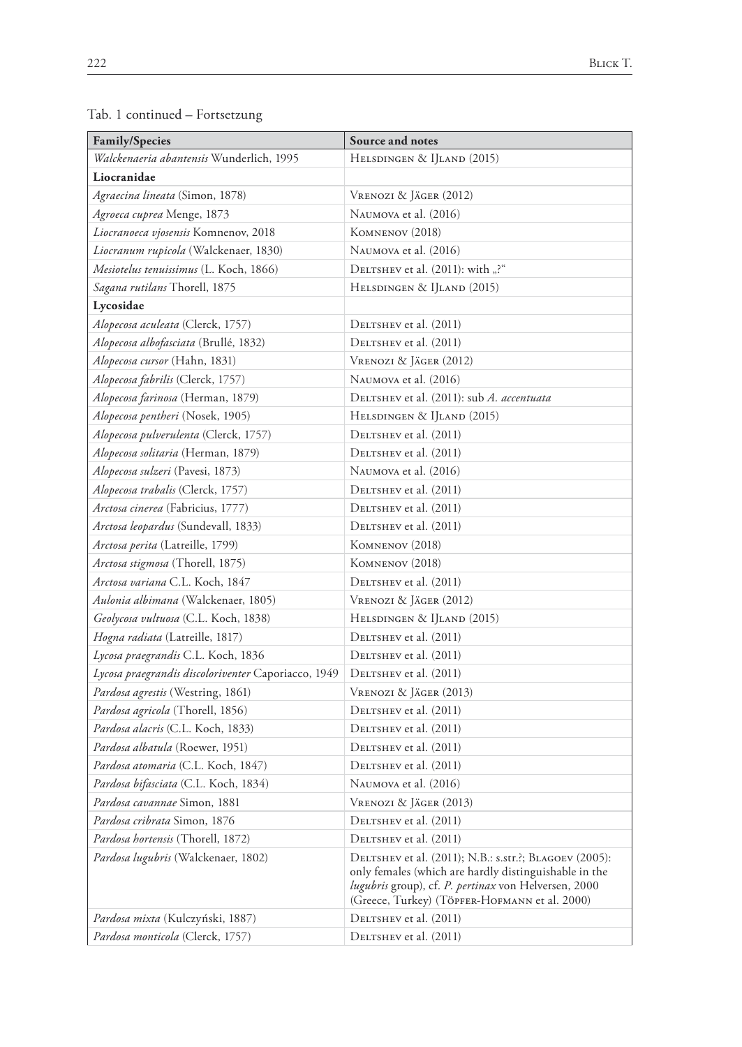Tab. 1 continued – Fortsetzung

| Family/Species | Source and notes |
|---|---|
| *Walckenaeria abantensis* Wunderlich, 1995 | Helsdingen & IJland (2015) |
| **Liocranidae** | |
| *Agraecina lineata* (Simon, 1878) | Vrenozi & Jäger (2012) |
| *Agroeca cuprea* Menge, 1873 | Naumova et al. (2016) |
| *Liocranoeca vjosensis* Komnenov, 2018 | Komnenov (2018) |
| *Liocranum rupicola* (Walckenaer, 1830) | Naumova et al. (2016) |
| *Mesiotelus tenuissimus* (L. Koch, 1866) | Deltshev et al. (2011): with „?" |
| *Sagana rutilans* Thorell, 1875 | Helsdingen & IJland (2015) |
| **Lycosidae** | |
| *Alopecosa aculeata* (Clerck, 1757) | Deltshev et al. (2011) |
| *Alopecosa albofasciata* (Brullé, 1832) | Deltshev et al. (2011) |
| *Alopecosa cursor* (Hahn, 1831) | Vrenozi & Jäger (2012) |
| *Alopecosa fabrilis* (Clerck, 1757) | Naumova et al. (2016) |
| *Alopecosa farinosa* (Herman, 1879) | Deltshev et al. (2011): sub *A. accentuata* |
| *Alopecosa pentheri* (Nosek, 1905) | Helsdingen & IJland (2015) |
| *Alopecosa pulverulenta* (Clerck, 1757) | Deltshev et al. (2011) |
| *Alopecosa solitaria* (Herman, 1879) | Deltshev et al. (2011) |
| *Alopecosa sulzeri* (Pavesi, 1873) | Naumova et al. (2016) |
| *Alopecosa trabalis* (Clerck, 1757) | Deltshev et al. (2011) |
| *Arctosa cinerea* (Fabricius, 1777) | Deltshev et al. (2011) |
| *Arctosa leopardus* (Sundevall, 1833) | Deltshev et al. (2011) |
| *Arctosa perita* (Latreille, 1799) | Komnenov (2018) |
| *Arctosa stigmosa* (Thorell, 1875) | Komnenov (2018) |
| *Arctosa variana* C.L. Koch, 1847 | Deltshev et al. (2011) |
| *Aulonia albimana* (Walckenaer, 1805) | Vrenozi & Jäger (2012) |
| *Geolycosa vultuosa* (C.L. Koch, 1838) | Helsdingen & IJland (2015) |
| *Hogna radiata* (Latreille, 1817) | Deltshev et al. (2011) |
| *Lycosa praegrandis* C.L. Koch, 1836 | Deltshev et al. (2011) |
| *Lycosa praegrandis discoloriventer* Caporiacco, 1949 | Deltshev et al. (2011) |
| *Pardosa agrestis* (Westring, 1861) | Vrenozi & Jäger (2013) |
| *Pardosa agricola* (Thorell, 1856) | Deltshev et al. (2011) |
| *Pardosa alacris* (C.L. Koch, 1833) | Deltshev et al. (2011) |
| *Pardosa albatula* (Roewer, 1951) | Deltshev et al. (2011) |
| *Pardosa atomaria* (C.L. Koch, 1847) | Deltshev et al. (2011) |
| *Pardosa bifasciata* (C.L. Koch, 1834) | Naumova et al. (2016) |
| *Pardosa cavannae* Simon, 1881 | Vrenozi & Jäger (2013) |
| *Pardosa cribrata* Simon, 1876 | Deltshev et al. (2011) |
| *Pardosa hortensis* (Thorell, 1872) | Deltshev et al. (2011) |
| *Pardosa lugubris* (Walckenaer, 1802) | Deltshev et al. (2011); N.B.: s.str.?; Blagoev (2005): only females (which are hardly distinguishable in the *lugubris* group), cf. *P. pertinax* von Helversen, 2000 (Greece, Turkey) (Töpfer-Hofmann et al. 2000) |
| *Pardosa mixta* (Kulczyński, 1887) | Deltshev et al. (2011) |
| *Pardosa monticola* (Clerck, 1757) | Deltshev et al. (2011) |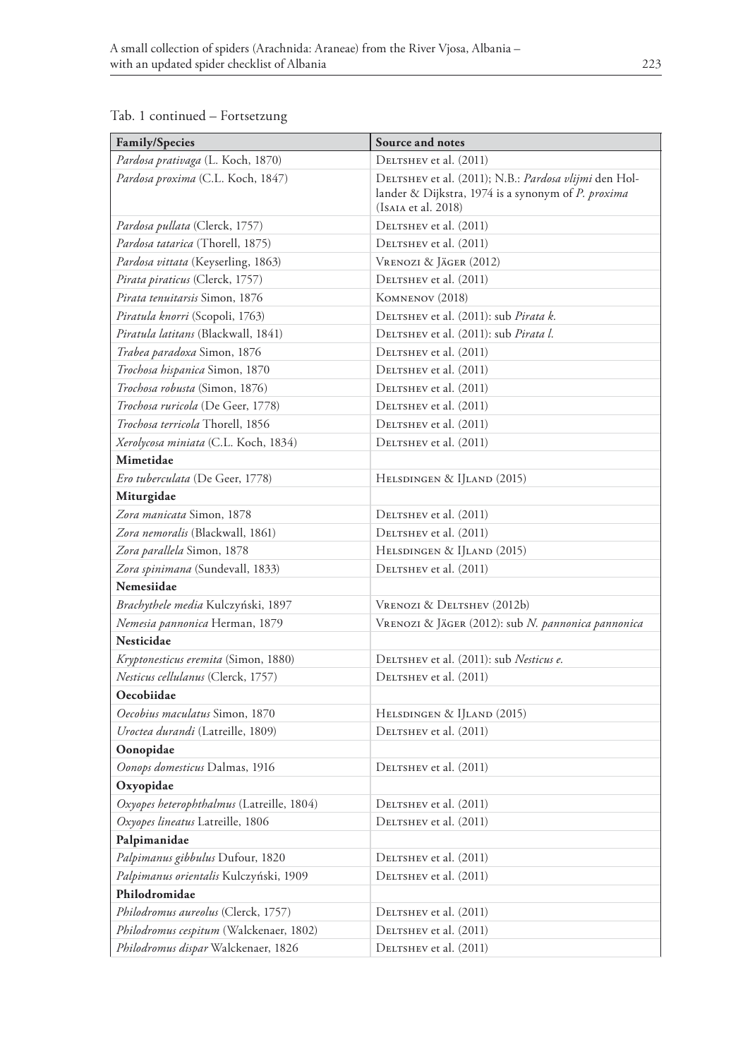Tab. 1 continued – Fortsetzung

| Family/Species | Source and notes |
|---|---|
| *Pardosa prativaga* (L. Koch, 1870) | Deltshev et al. (2011) |
| *Pardosa proxima* (C.L. Koch, 1847) | Deltshev et al. (2011); N.B.: *Pardosa vlijmi* den Hollander & Dijkstra, 1974 is a synonym of *P. proxima* (Isaia et al. 2018) |
| *Pardosa pullata* (Clerck, 1757) | Deltshev et al. (2011) |
| *Pardosa tatarica* (Thorell, 1875) | Deltshev et al. (2011) |
| *Pardosa vittata* (Keyserling, 1863) | Vrenozi & Jäger (2012) |
| *Pirata piraticus* (Clerck, 1757) | Deltshev et al. (2011) |
| *Pirata tenuitarsis* Simon, 1876 | Komnenov (2018) |
| *Piratula knorri* (Scopoli, 1763) | Deltshev et al. (2011): sub *Pirata k.* |
| *Piratula latitans* (Blackwall, 1841) | Deltshev et al. (2011): sub *Pirata l.* |
| *Trabea paradoxa* Simon, 1876 | Deltshev et al. (2011) |
| *Trochosa hispanica* Simon, 1870 | Deltshev et al. (2011) |
| *Trochosa robusta* (Simon, 1876) | Deltshev et al. (2011) |
| *Trochosa ruricola* (De Geer, 1778) | Deltshev et al. (2011) |
| *Trochosa terricola* Thorell, 1856 | Deltshev et al. (2011) |
| *Xerolycosa miniata* (C.L. Koch, 1834) | Deltshev et al. (2011) |
| **Mimetidae** | |
| *Ero tuberculata* (De Geer, 1778) | Helsdingen & IJland (2015) |
| **Miturgidae** | |
| *Zora manicata* Simon, 1878 | Deltshev et al. (2011) |
| *Zora nemoralis* (Blackwall, 1861) | Deltshev et al. (2011) |
| *Zora parallela* Simon, 1878 | Helsdingen & IJland (2015) |
| *Zora spinimana* (Sundevall, 1833) | Deltshev et al. (2011) |
| **Nemesiidae** | |
| *Brachythele media* Kulczyński, 1897 | Vrenozi & Deltshev (2012b) |
| *Nemesia pannonica* Herman, 1879 | Vrenozi & Jäger (2012): sub *N. pannonica pannonica* |
| **Nesticidae** | |
| *Kryptonesticus eremita* (Simon, 1880) | Deltshev et al. (2011): sub *Nesticus e.* |
| *Nesticus cellulanus* (Clerck, 1757) | Deltshev et al. (2011) |
| **Oecobiidae** | |
| *Oecobius maculatus* Simon, 1870 | Helsdingen & IJland (2015) |
| *Uroctea durandi* (Latreille, 1809) | Deltshev et al. (2011) |
| **Oonopidae** | |
| *Oonops domesticus* Dalmas, 1916 | Deltshev et al. (2011) |
| **Oxyopidae** | |
| *Oxyopes heterophthalmus* (Latreille, 1804) | Deltshev et al. (2011) |
| *Oxyopes lineatus* Latreille, 1806 | Deltshev et al. (2011) |
| **Palpimanidae** | |
| *Palpimanus gibbulus* Dufour, 1820 | Deltshev et al. (2011) |
| *Palpimanus orientalis* Kulczyński, 1909 | Deltshev et al. (2011) |
| **Philodromidae** | |
| *Philodromus aureolus* (Clerck, 1757) | Deltshev et al. (2011) |
| *Philodromus cespitum* (Walckenaer, 1802) | Deltshev et al. (2011) |
| *Philodromus dispar* Walckenaer, 1826 | Deltshev et al. (2011) |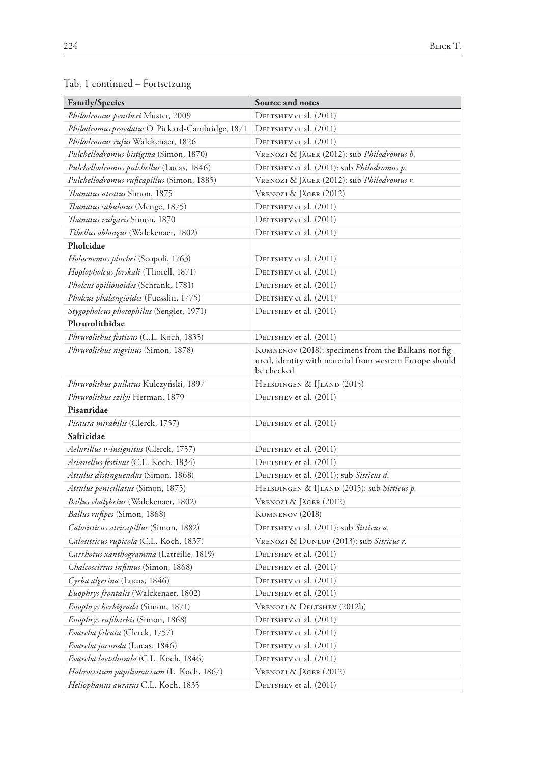Tab. 1 continued – Fortsetzung

| Family/Species | Source and notes |
|---|---|
| *Philodromus pentheri* Muster, 2009 | Deltshev et al. (2011) |
| *Philodromus praedatus* O. Pickard-Cambridge, 1871 | Deltshev et al. (2011) |
| *Philodromus rufus* Walckenaer, 1826 | Deltshev et al. (2011) |
| *Pulchellodromus bistigma* (Simon, 1870) | Vrenozi & Jäger (2012): sub *Philodromus b.* |
| *Pulchellodromus pulchellus* (Lucas, 1846) | Deltshev et al. (2011): sub *Philodromus p.* |
| *Pulchellodromus ruficapillus* (Simon, 1885) | Vrenozi & Jäger (2012): sub *Philodromus r.* |
| *Thanatus atratus* Simon, 1875 | Vrenozi & Jäger (2012) |
| *Thanatus sabulosus* (Menge, 1875) | Deltshev et al. (2011) |
| *Thanatus vulgaris* Simon, 1870 | Deltshev et al. (2011) |
| *Tibellus oblongus* (Walckenaer, 1802) | Deltshev et al. (2011) |
| **Pholcidae** | |
| *Holocnemus pluchei* (Scopoli, 1763) | Deltshev et al. (2011) |
| *Hoplopholcus forskali* (Thorell, 1871) | Deltshev et al. (2011) |
| *Pholcus opilionoides* (Schrank, 1781) | Deltshev et al. (2011) |
| *Pholcus phalangioides* (Fuesslin, 1775) | Deltshev et al. (2011) |
| *Stygopholcus photophilus* (Senglet, 1971) | Deltshev et al. (2011) |
| **Phrurolithidae** | |
| *Phrurolithus festivus* (C.L. Koch, 1835) | Deltshev et al. (2011) |
| *Phrurolithus nigrinus* (Simon, 1878) | Komnenov (2018); specimens from the Balkans not figured, identity with material from western Europe should be checked |
| *Phrurolithus pullatus* Kulczyński, 1897 | Helsdingen & IJland (2015) |
| *Phrurolithus szilyi* Herman, 1879 | Deltshev et al. (2011) |
| **Pisauridae** | |
| *Pisaura mirabilis* (Clerck, 1757) | Deltshev et al. (2011) |
| **Salticidae** | |
| *Aelurillus v-insignitus* (Clerck, 1757) | Deltshev et al. (2011) |
| *Asianellus festivus* (C.L. Koch, 1834) | Deltshev et al. (2011) |
| *Attulus distinguendus* (Simon, 1868) | Deltshev et al. (2011): sub *Sitticus d.* |
| *Attulus penicillatus* (Simon, 1875) | Helsdingen & IJland (2015): sub *Sitticus p.* |
| *Ballus chalybeius* (Walckenaer, 1802) | Vrenozi & Jäger (2012) |
| *Ballus rufipes* (Simon, 1868) | Komnenov (2018) |
| *Calositticus atricapillus* (Simon, 1882) | Deltshev et al. (2011): sub *Sitticus a.* |
| *Calositticus rupicola* (C.L. Koch, 1837) | Vrenozi & Dunlop (2013): sub *Sitticus r.* |
| *Carrhotus xanthogramma* (Latreille, 1819) | Deltshev et al. (2011) |
| *Chalcoscirtus infimus* (Simon, 1868) | Deltshev et al. (2011) |
| *Cyrba algerina* (Lucas, 1846) | Deltshev et al. (2011) |
| *Euophrys frontalis* (Walckenaer, 1802) | Deltshev et al. (2011) |
| *Euophrys herbigrada* (Simon, 1871) | Vrenozi & Deltshev (2012b) |
| *Euophrys rufibarbis* (Simon, 1868) | Deltshev et al. (2011) |
| *Evarcha falcata* (Clerck, 1757) | Deltshev et al. (2011) |
| *Evarcha jucunda* (Lucas, 1846) | Deltshev et al. (2011) |
| *Evarcha laetabunda* (C.L. Koch, 1846) | Deltshev et al. (2011) |
| *Habrocestum papilionaceum* (L. Koch, 1867) | Vrenozi & Jäger (2012) |
| *Heliophanus auratus* C.L. Koch, 1835 | Deltshev et al. (2011) |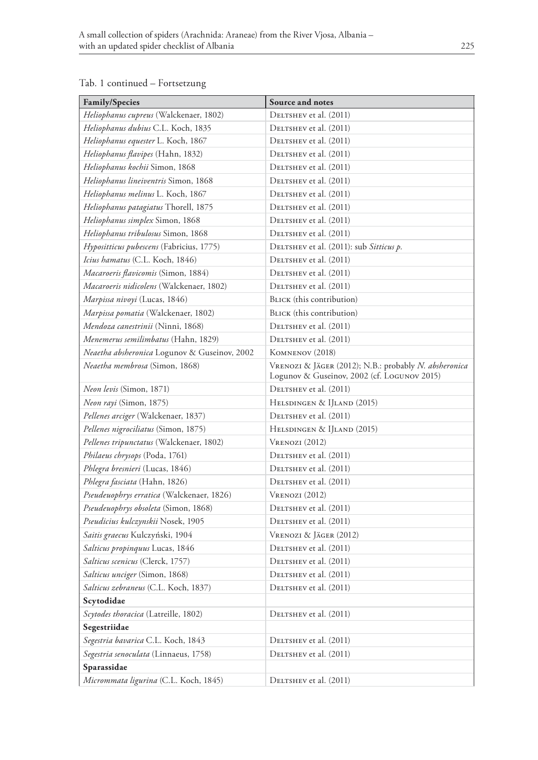Tab. 1 continued – Fortsetzung

| Family/Species | Source and notes |
|---|---|
| *Heliophanus cupreus* (Walckenaer, 1802) | Deltshev et al. (2011) |
| *Heliophanus dubius* C.L. Koch, 1835 | Deltshev et al. (2011) |
| *Heliophanus equester* L. Koch, 1867 | Deltshev et al. (2011) |
| *Heliophanus flavipes* (Hahn, 1832) | Deltshev et al. (2011) |
| *Heliophanus kochii* Simon, 1868 | Deltshev et al. (2011) |
| *Heliophanus lineiventris* Simon, 1868 | Deltshev et al. (2011) |
| *Heliophanus melinus* L. Koch, 1867 | Deltshev et al. (2011) |
| *Heliophanus patagiatus* Thorell, 1875 | Deltshev et al. (2011) |
| *Heliophanus simplex* Simon, 1868 | Deltshev et al. (2011) |
| *Heliophanus tribulosus* Simon, 1868 | Deltshev et al. (2011) |
| *Hypositticus pubescens* (Fabricius, 1775) | Deltshev et al. (2011): sub *Sitticus p.* |
| *Icius hamatus* (C.L. Koch, 1846) | Deltshev et al. (2011) |
| *Macaroeris flavicomis* (Simon, 1884) | Deltshev et al. (2011) |
| *Macaroeris nidicolens* (Walckenaer, 1802) | Deltshev et al. (2011) |
| *Marpissa nivoyi* (Lucas, 1846) | Blick (this contribution) |
| *Marpissa pomatia* (Walckenaer, 1802) | Blick (this contribution) |
| *Mendoza canestrinii* (Ninni, 1868) | Deltshev et al. (2011) |
| *Menemerus semilimbatus* (Hahn, 1829) | Deltshev et al. (2011) |
| *Neaetha absheronica* Logunov & Guseinov, 2002 | Komnenov (2018) |
| *Neaetha membrosa* (Simon, 1868) | Vrenozi & Jäger (2012); N.B.: probably *N. absheronica* Logunov & Guseinov, 2002 (cf. Logunov 2015) |
| *Neon levis* (Simon, 1871) | Deltshev et al. (2011) |
| *Neon rayi* (Simon, 1875) | Helsdingen & IJland (2015) |
| *Pellenes arciger* (Walckenaer, 1837) | Deltshev et al. (2011) |
| *Pellenes nigrociliatus* (Simon, 1875) | Helsdingen & IJland (2015) |
| *Pellenes tripunctatus* (Walckenaer, 1802) | Vrenozi (2012) |
| *Philaeus chrysops* (Poda, 1761) | Deltshev et al. (2011) |
| *Phlegra bresnieri* (Lucas, 1846) | Deltshev et al. (2011) |
| *Phlegra fasciata* (Hahn, 1826) | Deltshev et al. (2011) |
| *Pseudeuophrys erratica* (Walckenaer, 1826) | Vrenozi (2012) |
| *Pseudeuophrys obsoleta* (Simon, 1868) | Deltshev et al. (2011) |
| *Pseudicius kulczynskii* Nosek, 1905 | Deltshev et al. (2011) |
| *Saitis graecus* Kulczyński, 1904 | Vrenozi & Jäger (2012) |
| *Salticus propinquus* Lucas, 1846 | Deltshev et al. (2011) |
| *Salticus scenicus* (Clerck, 1757) | Deltshev et al. (2011) |
| *Salticus unciger* (Simon, 1868) | Deltshev et al. (2011) |
| *Salticus zebraneus* (C.L. Koch, 1837) | Deltshev et al. (2011) |
| **Scytodidae** | |
| *Scytodes thoracica* (Latreille, 1802) | Deltshev et al. (2011) |
| **Segestriidae** | |
| *Segestria bavarica* C.L. Koch, 1843 | Deltshev et al. (2011) |
| *Segestria senoculata* (Linnaeus, 1758) | Deltshev et al. (2011) |
| **Sparassidae** | |
| *Micrommata ligurina* (C.L. Koch, 1845) | Deltshev et al. (2011) |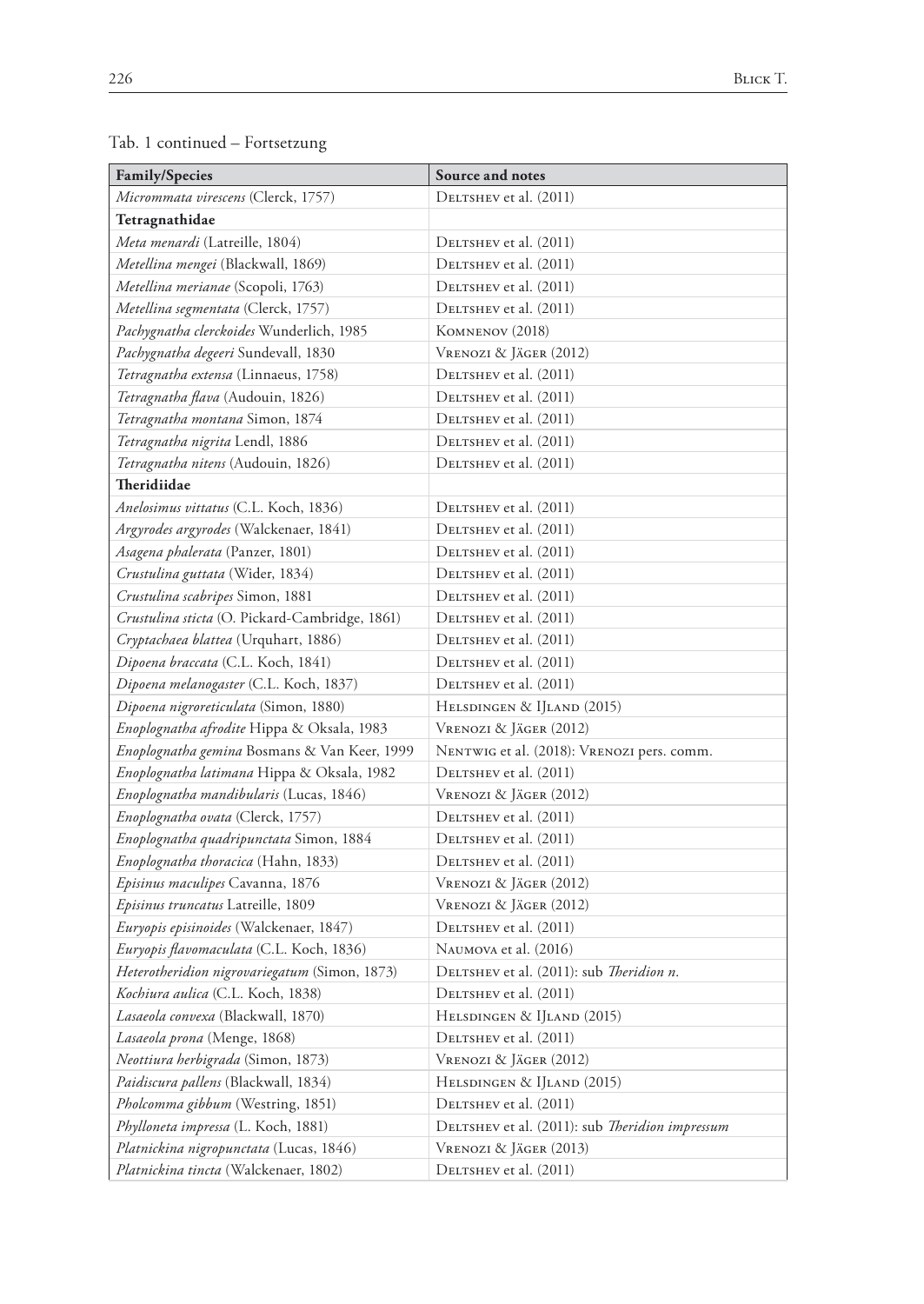Tab. 1 continued – Fortsetzung

| **Family/Species** | **Source and notes** |
|---|---|
| *Micrommata virescens* (Clerck, 1757) | Deltshev et al. (2011) |
| **Tetragnathidae** | |
| *Meta menardi* (Latreille, 1804) | Deltshev et al. (2011) |
| *Metellina mengei* (Blackwall, 1869) | Deltshev et al. (2011) |
| *Metellina merianae* (Scopoli, 1763) | Deltshev et al. (2011) |
| *Metellina segmentata* (Clerck, 1757) | Deltshev et al. (2011) |
| *Pachygnatha clerckoides* Wunderlich, 1985 | Komnenov (2018) |
| *Pachygnatha degeeri* Sundevall, 1830 | Vrenozi & Jäger (2012) |
| *Tetragnatha extensa* (Linnaeus, 1758) | Deltshev et al. (2011) |
| *Tetragnatha flava* (Audouin, 1826) | Deltshev et al. (2011) |
| *Tetragnatha montana* Simon, 1874 | Deltshev et al. (2011) |
| *Tetragnatha nigrita* Lendl, 1886 | Deltshev et al. (2011) |
| *Tetragnatha nitens* (Audouin, 1826) | Deltshev et al. (2011) |
| **Theridiidae** | |
| *Anelosimus vittatus* (C.L. Koch, 1836) | Deltshev et al. (2011) |
| *Argyrodes argyrodes* (Walckenaer, 1841) | Deltshev et al. (2011) |
| *Asagena phalerata* (Panzer, 1801) | Deltshev et al. (2011) |
| *Crustulina guttata* (Wider, 1834) | Deltshev et al. (2011) |
| *Crustulina scabripes* Simon, 1881 | Deltshev et al. (2011) |
| *Crustulina sticta* (O. Pickard-Cambridge, 1861) | Deltshev et al. (2011) |
| *Cryptachaea blattea* (Urquhart, 1886) | Deltshev et al. (2011) |
| *Dipoena braccata* (C.L. Koch, 1841) | Deltshev et al. (2011) |
| *Dipoena melanogaster* (C.L. Koch, 1837) | Deltshev et al. (2011) |
| *Dipoena nigroreticulata* (Simon, 1880) | Helsdingen & IJland (2015) |
| *Enoplognatha afrodite* Hippa & Oksala, 1983 | Vrenozi & Jäger (2012) |
| *Enoplognatha gemina* Bosmans & Van Keer, 1999 | Nentwig et al. (2018): Vrenozi pers. comm. |
| *Enoplognatha latimana* Hippa & Oksala, 1982 | Deltshev et al. (2011) |
| *Enoplognatha mandibularis* (Lucas, 1846) | Vrenozi & Jäger (2012) |
| *Enoplognatha ovata* (Clerck, 1757) | Deltshev et al. (2011) |
| *Enoplognatha quadripunctata* Simon, 1884 | Deltshev et al. (2011) |
| *Enoplognatha thoracica* (Hahn, 1833) | Deltshev et al. (2011) |
| *Episinus maculipes* Cavanna, 1876 | Vrenozi & Jäger (2012) |
| *Episinus truncatus* Latreille, 1809 | Vrenozi & Jäger (2012) |
| *Euryopis episinoides* (Walckenaer, 1847) | Deltshev et al. (2011) |
| *Euryopis flavomaculata* (C.L. Koch, 1836) | Naumova et al. (2016) |
| *Heterotheridion nigrovariegatum* (Simon, 1873) | Deltshev et al. (2011): sub *Theridion n.* |
| *Kochiura aulica* (C.L. Koch, 1838) | Deltshev et al. (2011) |
| *Lasaeola convexa* (Blackwall, 1870) | Helsdingen & IJland (2015) |
| *Lasaeola prona* (Menge, 1868) | Deltshev et al. (2011) |
| *Neottiura herbigrada* (Simon, 1873) | Vrenozi & Jäger (2012) |
| *Paidiscura pallens* (Blackwall, 1834) | Helsdingen & IJland (2015) |
| *Pholcomma gibbum* (Westring, 1851) | Deltshev et al. (2011) |
| *Phylloneta impressa* (L. Koch, 1881) | Deltshev et al. (2011): sub *Theridion impressum* |
| *Platnickina nigropunctata* (Lucas, 1846) | Vrenozi & Jäger (2013) |
| *Platnickina tincta* (Walckenaer, 1802) | Deltshev et al. (2011) |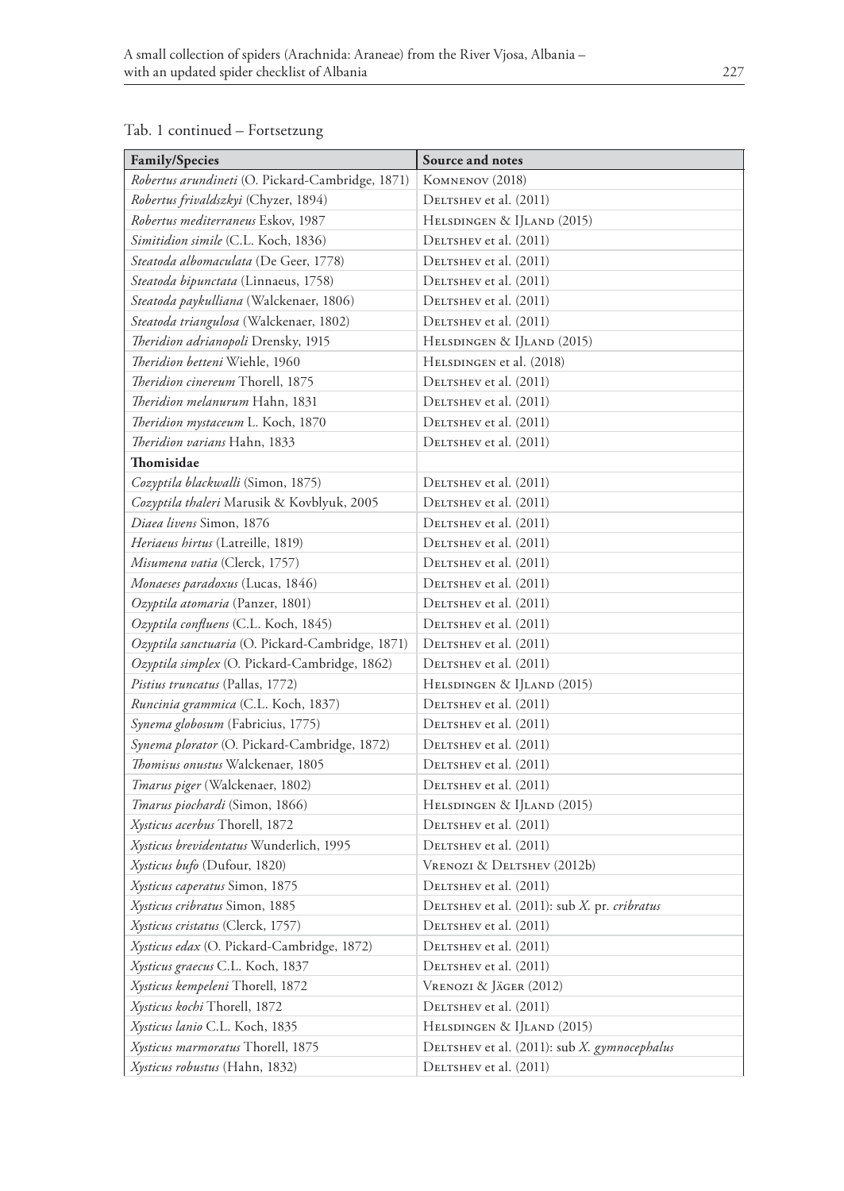Tab. 1 continued – Fortsetzung

| **Family/Species** | **Source and notes** |
|---|---|
| *Robertus arundineti* (O. Pickard-Cambridge, 1871) | Komnenov (2018) |
| *Robertus frivaldszkyi* (Chyzer, 1894) | Deltshev et al. (2011) |
| *Robertus mediterraneus* Eskov, 1987 | Helsdingen & IJland (2015) |
| *Simitidion simile* (C.L. Koch, 1836) | Deltshev et al. (2011) |
| *Steatoda albomaculata* (De Geer, 1778) | Deltshev et al. (2011) |
| *Steatoda bipunctata* (Linnaeus, 1758) | Deltshev et al. (2011) |
| *Steatoda paykulliana* (Walckenaer, 1806) | Deltshev et al. (2011) |
| *Steatoda triangulosa* (Walckenaer, 1802) | Deltshev et al. (2011) |
| *Theridion adrianopoli* Drensky, 1915 | Helsdingen & IJland (2015) |
| *Theridion betteni* Wiehle, 1960 | Helsdingen et al. (2018) |
| *Theridion cinereum* Thorell, 1875 | Deltshev et al. (2011) |
| *Theridion melanurum* Hahn, 1831 | Deltshev et al. (2011) |
| *Theridion mystaceum* L. Koch, 1870 | Deltshev et al. (2011) |
| *Theridion varians* Hahn, 1833 | Deltshev et al. (2011) |
| **Thomisidae** | |
| *Cozyptila blackwalli* (Simon, 1875) | Deltshev et al. (2011) |
| *Cozyptila thaleri* Marusik & Kovblyuk, 2005 | Deltshev et al. (2011) |
| *Diaea livens* Simon, 1876 | Deltshev et al. (2011) |
| *Heriaeus hirtus* (Latreille, 1819) | Deltshev et al. (2011) |
| *Misumena vatia* (Clerck, 1757) | Deltshev et al. (2011) |
| *Monaeses paradoxus* (Lucas, 1846) | Deltshev et al. (2011) |
| *Ozyptila atomaria* (Panzer, 1801) | Deltshev et al. (2011) |
| *Ozyptila confluens* (C.L. Koch, 1845) | Deltshev et al. (2011) |
| *Ozyptila sanctuaria* (O. Pickard-Cambridge, 1871) | Deltshev et al. (2011) |
| *Ozyptila simplex* (O. Pickard-Cambridge, 1862) | Deltshev et al. (2011) |
| *Pistius truncatus* (Pallas, 1772) | Helsdingen & IJland (2015) |
| *Runcinia grammica* (C.L. Koch, 1837) | Deltshev et al. (2011) |
| *Synema globosum* (Fabricius, 1775) | Deltshev et al. (2011) |
| *Synema plorator* (O. Pickard-Cambridge, 1872) | Deltshev et al. (2011) |
| *Thomisus onustus* Walckenaer, 1805 | Deltshev et al. (2011) |
| *Tmarus piger* (Walckenaer, 1802) | Deltshev et al. (2011) |
| *Tmarus piochardi* (Simon, 1866) | Helsdingen & IJland (2015) |
| *Xysticus acerbus* Thorell, 1872 | Deltshev et al. (2011) |
| *Xysticus brevidentatus* Wunderlich, 1995 | Deltshev et al. (2011) |
| *Xysticus bufo* (Dufour, 1820) | Vrenozi & Deltshev (2012b) |
| *Xysticus caperatus* Simon, 1875 | Deltshev et al. (2011) |
| *Xysticus cribratus* Simon, 1885 | Deltshev et al. (2011): sub *X.* pr. *cribratus* |
| *Xysticus cristatus* (Clerck, 1757) | Deltshev et al. (2011) |
| *Xysticus edax* (O. Pickard-Cambridge, 1872) | Deltshev et al. (2011) |
| *Xysticus graecus* C.L. Koch, 1837 | Deltshev et al. (2011) |
| *Xysticus kempeleni* Thorell, 1872 | Vrenozi & Jäger (2012) |
| *Xysticus kochi* Thorell, 1872 | Deltshev et al. (2011) |
| *Xysticus lanio* C.L. Koch, 1835 | Helsdingen & IJland (2015) |
| *Xysticus marmoratus* Thorell, 1875 | Deltshev et al. (2011): sub *X. gymnocephalus* |
| *Xysticus robustus* (Hahn, 1832) | Deltshev et al. (2011) |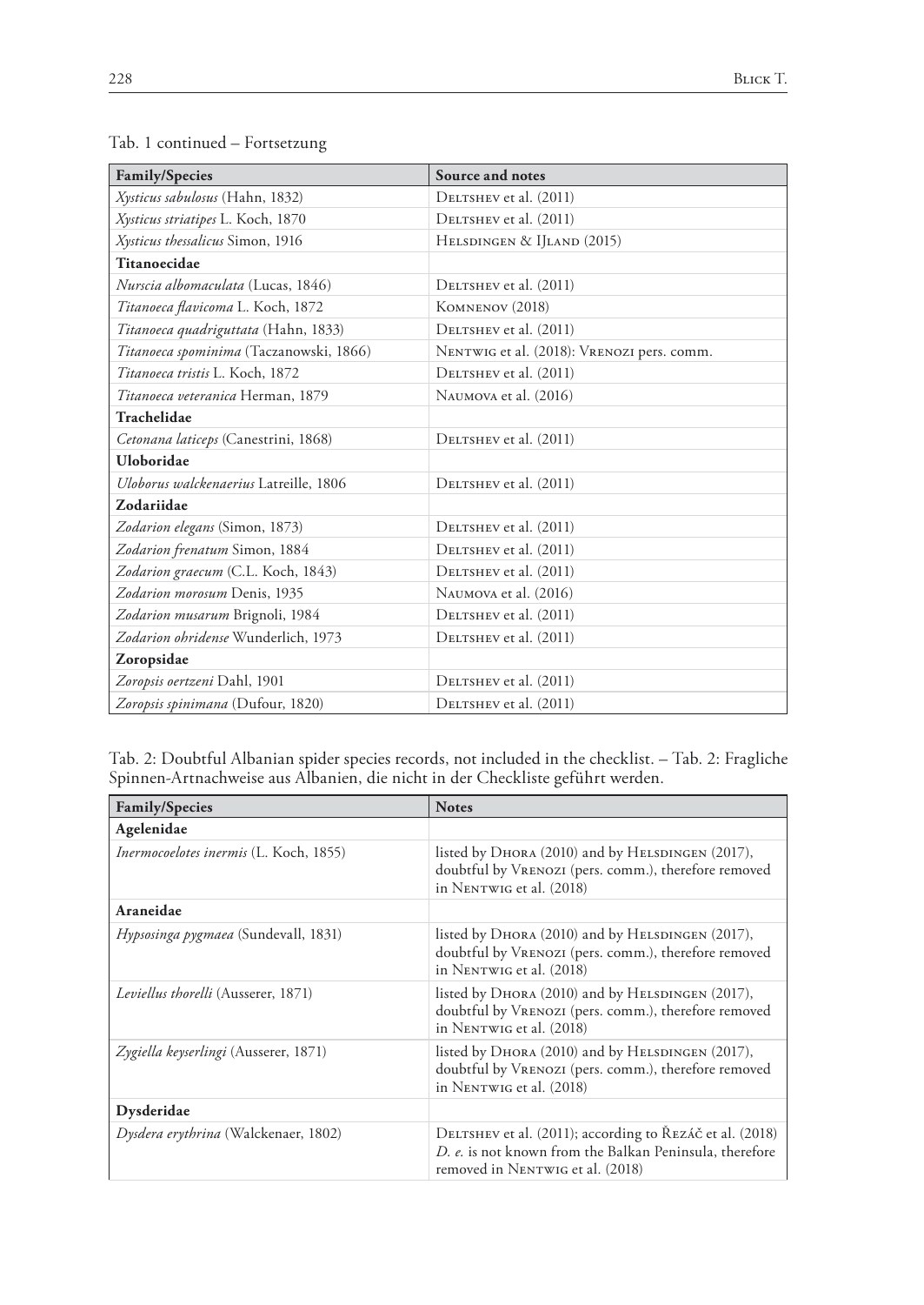Tab. 1 continued – Fortsetzung

| Family/Species | Source and notes |
|---|---|
| *Xysticus sabulosus* (Hahn, 1832) | Deltshev et al. (2011) |
| *Xysticus striatipes* L. Koch, 1870 | Deltshev et al. (2011) |
| *Xysticus thessalicus* Simon, 1916 | Helsdingen & IJland (2015) |
| **Titanoecidae** | |
| *Nurscia albomaculata* (Lucas, 1846) | Deltshev et al. (2011) |
| *Titanoeca flavicoma* L. Koch, 1872 | Komnenov (2018) |
| *Titanoeca quadriguttata* (Hahn, 1833) | Deltshev et al. (2011) |
| *Titanoeca spominima* (Taczanowski, 1866) | Nentwig et al. (2018): Vrenozi pers. comm. |
| *Titanoeca tristis* L. Koch, 1872 | Deltshev et al. (2011) |
| *Titanoeca veteranica* Herman, 1879 | Naumova et al. (2016) |
| **Trachelidae** | |
| *Cetonana laticeps* (Canestrini, 1868) | Deltshev et al. (2011) |
| **Uloboridae** | |
| *Uloborus walckenaerius* Latreille, 1806 | Deltshev et al. (2011) |
| **Zodariidae** | |
| *Zodarion elegans* (Simon, 1873) | Deltshev et al. (2011) |
| *Zodarion frenatum* Simon, 1884 | Deltshev et al. (2011) |
| *Zodarion graecum* (C.L. Koch, 1843) | Deltshev et al. (2011) |
| *Zodarion morosum* Denis, 1935 | Naumova et al. (2016) |
| *Zodarion musarum* Brignoli, 1984 | Deltshev et al. (2011) |
| *Zodarion ohridense* Wunderlich, 1973 | Deltshev et al. (2011) |
| **Zoropsidae** | |
| *Zoropsis oertzeni* Dahl, 1901 | Deltshev et al. (2011) |
| *Zoropsis spinimana* (Dufour, 1820) | Deltshev et al. (2011) |

Tab. 2: Doubtful Albanian spider species records, not included in the checklist. – Tab. 2: Fragliche Spinnen-Artnachweise aus Albanien, die nicht in der Checkliste geführt werden.

| Family/Species | Notes |
|---|---|
| **Agelenidae** | |
| *Inermocoelotes inermis* (L. Koch, 1855) | listed by Dhora (2010) and by Helsdingen (2017), doubtful by Vrenozi (pers. comm.), therefore removed in Nentwig et al. (2018) |
| **Araneidae** | |
| *Hypsosinga pygmaea* (Sundevall, 1831) | listed by Dhora (2010) and by Helsdingen (2017), doubtful by Vrenozi (pers. comm.), therefore removed in Nentwig et al. (2018) |
| *Leviellus thorelli* (Ausserer, 1871) | listed by Dhora (2010) and by Helsdingen (2017), doubtful by Vrenozi (pers. comm.), therefore removed in Nentwig et al. (2018) |
| *Zygiella keyserlingi* (Ausserer, 1871) | listed by Dhora (2010) and by Helsdingen (2017), doubtful by Vrenozi (pers. comm.), therefore removed in Nentwig et al. (2018) |
| **Dysderidae** | |
| *Dysdera erythrina* (Walckenaer, 1802) | Deltshev et al. (2011); according to Řezáč et al. (2018) *D. e.* is not known from the Balkan Peninsula, therefore removed in Nentwig et al. (2018) |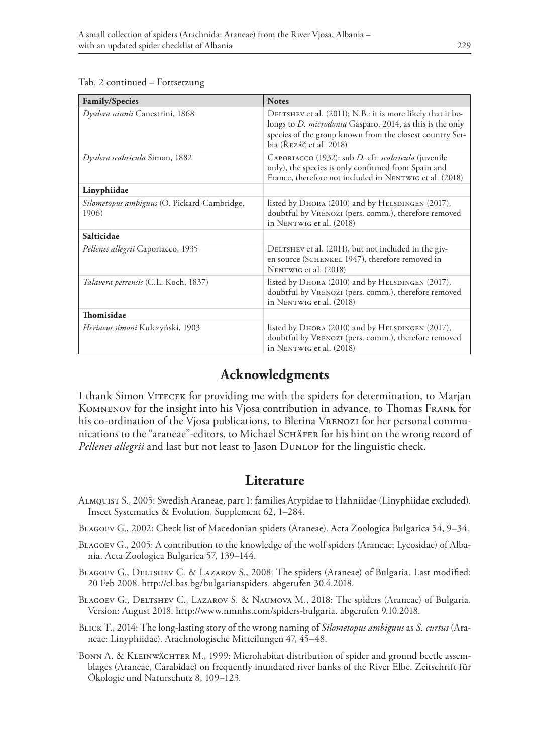Tab. 2 continued – Fortsetzung

| **Family/Species** | **Notes** |
|---|---|
| *Dysdera ninnii* Canestrini, 1868 | Deltshev et al. (2011); N.B.: it is more likely that it belongs to *D. microdonta* Gasparo, 2014, as this is the only species of the group known from the closest country Serbia (Řezáč et al. 2018) |
| *Dysdera scabricula* Simon, 1882 | Caporiacco (1932): sub *D.* cfr. *scabricula* (juvenile only), the species is only confirmed from Spain and France, therefore not included in Nentwig et al. (2018) |
| **Linyphiidae** | |
| *Silometopus ambiguus* (O. Pickard-Cambridge, 1906) | listed by Dhora (2010) and by Helsdingen (2017), doubtful by Vrenozi (pers. comm.), therefore removed in Nentwig et al. (2018) |
| **Salticidae** | |
| *Pellenes allegrii* Caporiacco, 1935 | Deltshev et al. (2011), but not included in the given source (Schenkel 1947), therefore removed in Nentwig et al. (2018) |
| *Talavera petrensis* (C.L. Koch, 1837) | listed by Dhora (2010) and by Helsdingen (2017), doubtful by Vrenozi (pers. comm.), therefore removed in Nentwig et al. (2018) |
| **Thomisidae** | |
| *Heriaeus simoni* Kulczyński, 1903 | listed by Dhora (2010) and by Helsdingen (2017), doubtful by Vrenozi (pers. comm.), therefore removed in Nentwig et al. (2018) |

## Acknowledgments

I thank Simon Vitecek for providing me with the spiders for determination, to Marjan Komnenov for the insight into his Vjosa contribution in advance, to Thomas Frank for his co-ordination of the Vjosa publications, to Blerina Vrenozi for her personal communications to the "araneae"-editors, to Michael Schäfer for his hint on the wrong record of *Pellenes allegrii* and last but not least to Jason Dunlop for the linguistic check.

## Literature

Almquist S., 2005: Swedish Araneae, part 1: families Atypidae to Hahniidae (Linyphiidae excluded). Insect Systematics & Evolution, Supplement 62, 1–284.

Blagoev G., 2002: Check list of Macedonian spiders (Araneae). Acta Zoologica Bulgarica 54, 9–34.

Blagoev G., 2005: A contribution to the knowledge of the wolf spiders (Araneae: Lycosidae) of Albania. Acta Zoologica Bulgarica 57, 139–144.

Blagoev G., Deltshev C. & Lazarov S., 2008: The spiders (Araneae) of Bulgaria. Last modified: 20 Feb 2008. http://cl.bas.bg/bulgarianspiders. abgerufen 30.4.2018.

Blagoev G., Deltshev C., Lazarov S. & Naumova M., 2018: The spiders (Araneae) of Bulgaria. Version: August 2018. http://www.nmnhs.com/spiders-bulgaria. abgerufen 9.10.2018.

Blick T., 2014: The long-lasting story of the wrong naming of *Silometopus ambiguus* as *S. curtus* (Araneae: Linyphiidae). Arachnologische Mitteilungen 47, 45–48.

Bonn A. & Kleinwächter M., 1999: Microhabitat distribution of spider and ground beetle assemblages (Araneae, Carabidae) on frequently inundated river banks of the River Elbe. Zeitschrift für Ökologie und Naturschutz 8, 109–123.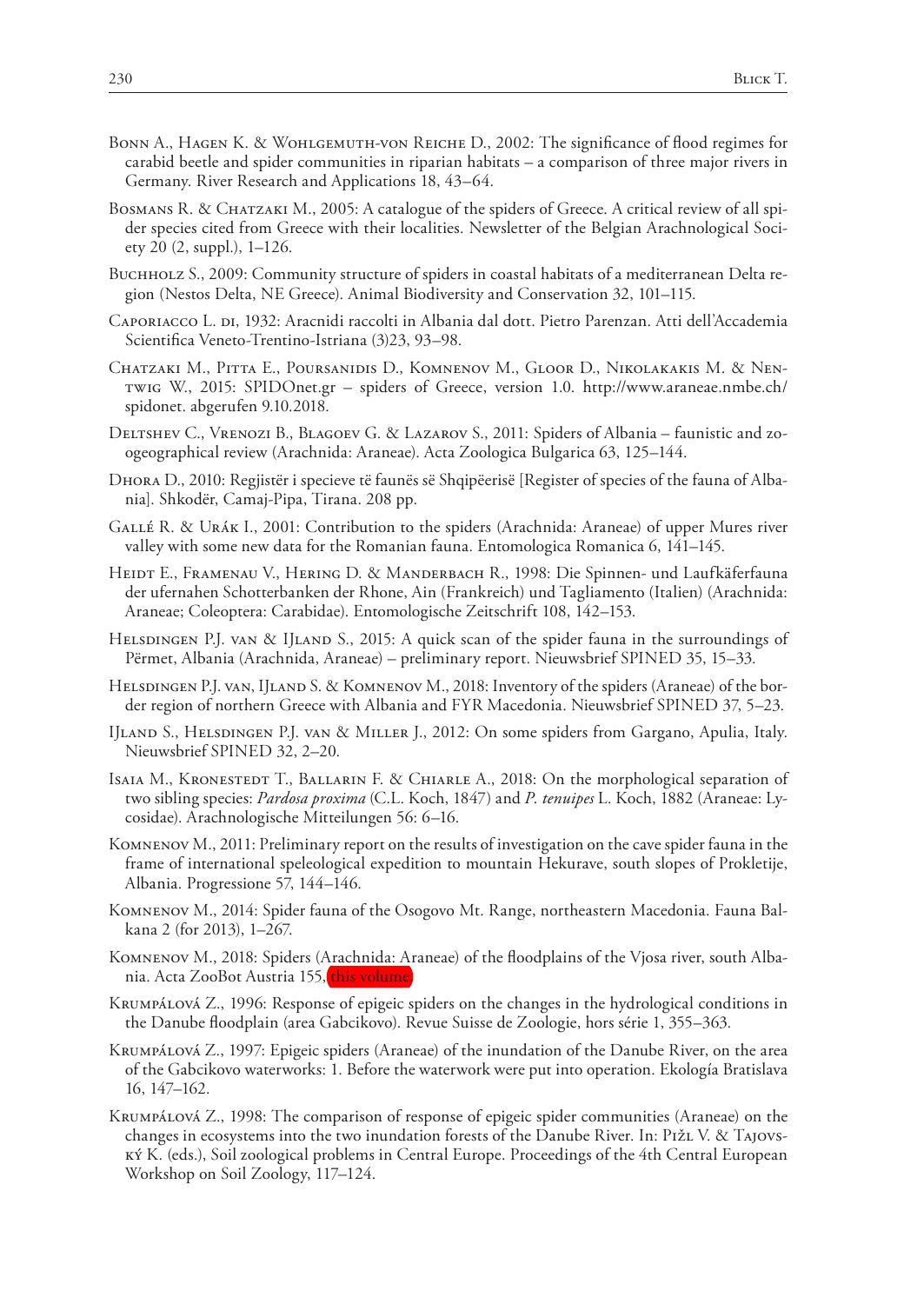Bonn A., Hagen K. & Wohlgemuth-von Reiche D., 2002: The significance of flood regimes for carabid beetle and spider communities in riparian habitats – a comparison of three major rivers in Germany. River Research and Applications 18, 43–64.

Bosmans R. & Chatzaki M., 2005: A catalogue of the spiders of Greece. A critical review of all spider species cited from Greece with their localities. Newsletter of the Belgian Arachnological Society 20 (2, suppl.), 1–126.

Buchholz S., 2009: Community structure of spiders in coastal habitats of a mediterranean Delta region (Nestos Delta, NE Greece). Animal Biodiversity and Conservation 32, 101–115.

Caporiacco L. di, 1932: Aracnidi raccolti in Albania dal dott. Pietro Parenzan. Atti dell'Accademia Scientifica Veneto-Trentino-Istriana (3)23, 93–98.

Chatzaki M., Pitta E., Poursanidis D., Komnenov M., Gloor D., Nikolakakis M. & Nentwig W., 2015: SPIDOnet.gr – spiders of Greece, version 1.0. http://www.araneae.nmbe.ch/spidonet. abgerufen 9.10.2018.

Deltshev C., Vrenozi B., Blagoev G. & Lazarov S., 2011: Spiders of Albania – faunistic and zoogeographical review (Arachnida: Araneae). Acta Zoologica Bulgarica 63, 125–144.

Dhora D., 2010: Regjistër i specieve të faunës së Shqipëerisë [Register of species of the fauna of Albania]. Shkodër, Camaj-Pipa, Tirana. 208 pp.

Gallé R. & Urák I., 2001: Contribution to the spiders (Arachnida: Araneae) of upper Mures river valley with some new data for the Romanian fauna. Entomologica Romanica 6, 141–145.

Heidt E., Framenau V., Hering D. & Manderbach R., 1998: Die Spinnen- und Laufkäferfauna der ufernahen Schotterbanken der Rhone, Ain (Frankreich) und Tagliamento (Italien) (Arachnida: Araneae; Coleoptera: Carabidae). Entomologische Zeitschrift 108, 142–153.

Helsdingen P.J. van & IJland S., 2015: A quick scan of the spider fauna in the surroundings of Përmet, Albania (Arachnida, Araneae) – preliminary report. Nieuwsbrief SPINED 35, 15–33.

Helsdingen P.J. van, IJland S. & Komnenov M., 2018: Inventory of the spiders (Araneae) of the border region of northern Greece with Albania and FYR Macedonia. Nieuwsbrief SPINED 37, 5–23.

IJland S., Helsdingen P.J. van & Miller J., 2012: On some spiders from Gargano, Apulia, Italy. Nieuwsbrief SPINED 32, 2–20.

Isaia M., Kronestedt T., Ballarin F. & Chiarle A., 2018: On the morphological separation of two sibling species: *Pardosa proxima* (C.L. Koch, 1847) and *P. tenuipes* L. Koch, 1882 (Araneae: Lycosidae). Arachnologische Mitteilungen 56: 6–16.

Komnenov M., 2011: Preliminary report on the results of investigation on the cave spider fauna in the frame of international speleological expedition to mountain Hekurave, south slopes of Prokletije, Albania. Progressione 57, 144–146.

Komnenov M., 2014: Spider fauna of the Osogovo Mt. Range, northeastern Macedonia. Fauna Balkana 2 (for 2013), 1–267.

Komnenov M., 2018: Spiders (Arachnida: Araneae) of the floodplains of the Vjosa river, south Albania. Acta ZooBot Austria 155, this volume.

Krumpálová Z., 1996: Response of epigeic spiders on the changes in the hydrological conditions in the Danube floodplain (area Gabcikovo). Revue Suisse de Zoologie, hors série 1, 355–363.

Krumpálová Z., 1997: Epigeic spiders (Araneae) of the inundation of the Danube River, on the area of the Gabcikovo waterworks: 1. Before the waterwork were put into operation. Ekología Bratislava 16, 147–162.

Krumpálová Z., 1998: The comparison of response of epigeic spider communities (Araneae) on the changes in ecosystems into the two inundation forests of the Danube River. In: Pižl V. & Tajovský K. (eds.), Soil zoological problems in Central Europe. Proceedings of the 4th Central European Workshop on Soil Zoology, 117–124.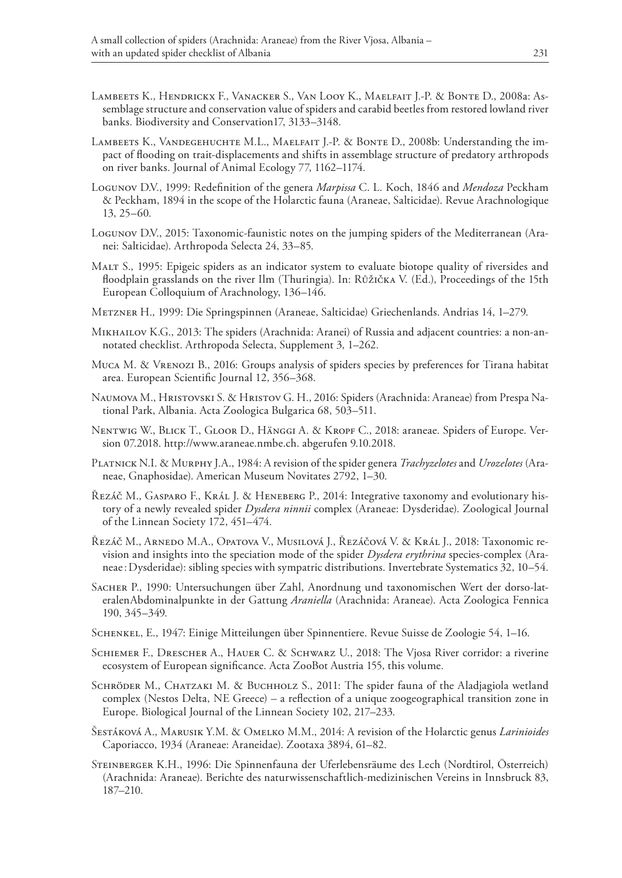Lambeets K., Hendrickx F., Vanacker S., Van Looy K., Maelfait J.-P. & Bonte D., 2008a: Assemblage structure and conservation value of spiders and carabid beetles from restored lowland river banks. Biodiversity and Conservation17, 3133–3148.

Lambeets K., Vandegehuchte M.L., Maelfait J.-P. & Bonte D., 2008b: Understanding the impact of flooding on trait-displacements and shifts in assemblage structure of predatory arthropods on river banks. Journal of Animal Ecology 77, 1162–1174.

Logunov D.V., 1999: Redefinition of the genera *Marpissa* C. L. Koch, 1846 and *Mendoza* Peckham & Peckham, 1894 in the scope of the Holarctic fauna (Araneae, Salticidae). Revue Arachnologique 13, 25–60.

Logunov D.V., 2015: Taxonomic-faunistic notes on the jumping spiders of the Mediterranean (Aranei: Salticidae). Arthropoda Selecta 24, 33–85.

Malt S., 1995: Epigeic spiders as an indicator system to evaluate biotope quality of riversides and floodplain grasslands on the river Ilm (Thuringia). In: Růžička V. (Ed.), Proceedings of the 15th European Colloquium of Arachnology, 136–146.

Metzner H., 1999: Die Springspinnen (Araneae, Salticidae) Griechenlands. Andrias 14, 1–279.

Mikhailov K.G., 2013: The spiders (Arachnida: Aranei) of Russia and adjacent countries: a non-annotated checklist. Arthropoda Selecta, Supplement 3, 1–262.

Muca M. & Vrenozi B., 2016: Groups analysis of spiders species by preferences for Tirana habitat area. European Scientific Journal 12, 356–368.

Naumova M., Hristovski S. & Hristov G. H., 2016: Spiders (Arachnida: Araneae) from Prespa National Park, Albania. Acta Zoologica Bulgarica 68, 503–511.

Nentwig W., Blick T., Gloor D., Hänggi A. & Kropf C., 2018: araneae. Spiders of Europe. Version 07.2018. http://www.araneae.nmbe.ch. abgerufen 9.10.2018.

Platnick N.I. & Murphy J.A., 1984: A revision of the spider genera *Trachyzelotes* and *Urozelotes* (Araneae, Gnaphosidae). American Museum Novitates 2792, 1–30.

Řezáč M., Gasparo F., Král J. & Heneberg P., 2014: Integrative taxonomy and evolutionary history of a newly revealed spider *Dysdera ninnii* complex (Araneae: Dysderidae). Zoological Journal of the Linnean Society 172, 451–474.

Řezáč M., Arnedo M.A., Opatova V., Musilová J., Řezáčová V. & Král J., 2018: Taxonomic revision and insights into the speciation mode of the spider *Dysdera erythrina* species-complex (Araneae : Dysderidae): sibling species with sympatric distributions. Invertebrate Systematics 32, 10–54.

Sacher P., 1990: Untersuchungen über Zahl, Anordnung und taxonomischen Wert der dorso-lateralenAbdominalpunkte in der Gattung *Araniella* (Arachnida: Araneae). Acta Zoologica Fennica 190, 345–349.

Schenkel, E., 1947: Einige Mitteilungen über Spinnentiere. Revue Suisse de Zoologie 54, 1–16.

Schiemer F., Drescher A., Hauer C. & Schwarz U., 2018: The Vjosa River corridor: a riverine ecosystem of European significance. Acta ZooBot Austria 155, this volume.

Schröder M., Chatzaki M. & Buchholz S., 2011: The spider fauna of the Aladjagiola wetland complex (Nestos Delta, NE Greece) – a reflection of a unique zoogeographical transition zone in Europe. Biological Journal of the Linnean Society 102, 217–233.

Šestáková A., Marusik Y.M. & Omelko M.M., 2014: A revision of the Holarctic genus *Larinioides* Caporiacco, 1934 (Araneae: Araneidae). Zootaxa 3894, 61–82.

Steinberger K.H., 1996: Die Spinnenfauna der Uferlebensräume des Lech (Nordtirol, Österreich) (Arachnida: Araneae). Berichte des naturwissenschaftlich-medizinischen Vereins in Innsbruck 83, 187–210.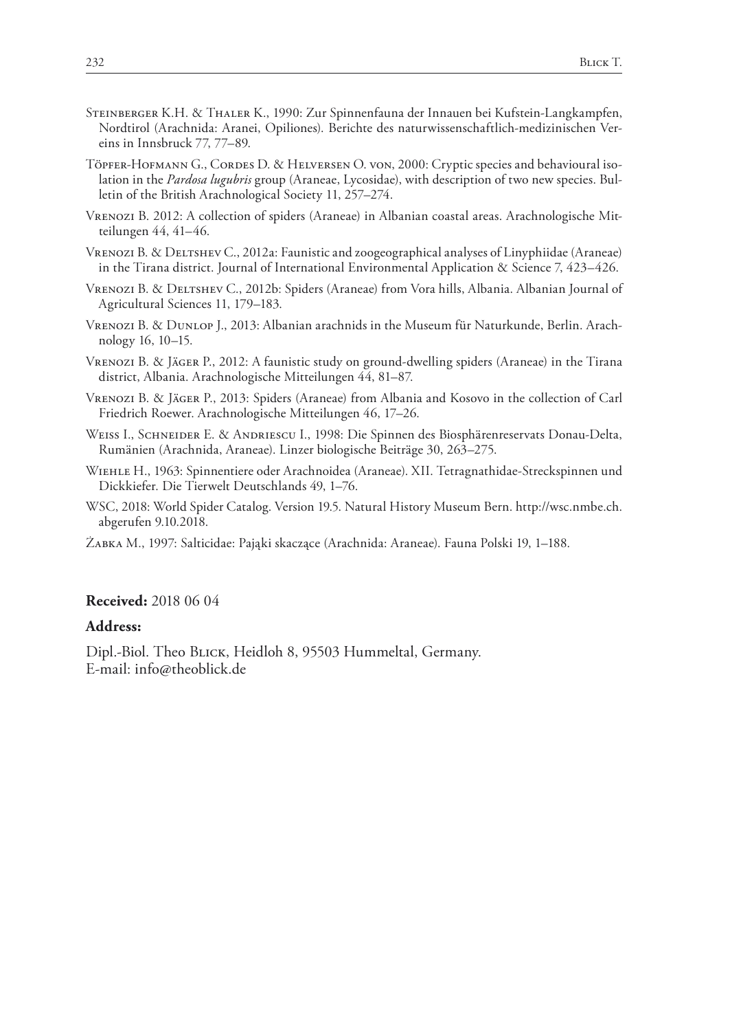Steinberger K.H. & Thaler K., 1990: Zur Spinnenfauna der Innauen bei Kufstein-Langkampfen, Nordtirol (Arachnida: Aranei, Opiliones). Berichte des naturwissenschaftlich-medizinischen Vereins in Innsbruck 77, 77–89.

Töpfer-Hofmann G., Cordes D. & Helversen O. von, 2000: Cryptic species and behavioural isolation in the *Pardosa lugubris* group (Araneae, Lycosidae), with description of two new species. Bulletin of the British Arachnological Society 11, 257–274.

Vrenozi B. 2012: A collection of spiders (Araneae) in Albanian coastal areas. Arachnologische Mitteilungen 44, 41–46.

Vrenozi B. & Deltshev C., 2012a: Faunistic and zoogeographical analyses of Linyphiidae (Araneae) in the Tirana district. Journal of International Environmental Application & Science 7, 423–426.

Vrenozi B. & Deltshev C., 2012b: Spiders (Araneae) from Vora hills, Albania. Albanian Journal of Agricultural Sciences 11, 179–183.

Vrenozi B. & Dunlop J., 2013: Albanian arachnids in the Museum für Naturkunde, Berlin. Arachnology 16, 10–15.

Vrenozi B. & Jäger P., 2012: A faunistic study on ground-dwelling spiders (Araneae) in the Tirana district, Albania. Arachnologische Mitteilungen 44, 81–87.

Vrenozi B. & Jäger P., 2013: Spiders (Araneae) from Albania and Kosovo in the collection of Carl Friedrich Roewer. Arachnologische Mitteilungen 46, 17–26.

Weiss I., Schneider E. & Andriescu I., 1998: Die Spinnen des Biosphärenreservats Donau-Delta, Rumänien (Arachnida, Araneae). Linzer biologische Beiträge 30, 263–275.

Wiehle H., 1963: Spinnentiere oder Arachnoidea (Araneae). XII. Tetragnathidae-Streckspinnen und Dickkiefer. Die Tierwelt Deutschlands 49, 1–76.

WSC, 2018: World Spider Catalog. Version 19.5. Natural History Museum Bern. http://wsc.nmbe.ch. abgerufen 9.10.2018.

Żabka M., 1997: Salticidae: Pająki skaczące (Arachnida: Araneae). Fauna Polski 19, 1–188.

**Received:** 2018 06 04

**Address:**

Dipl.-Biol. Theo Blick, Heidloh 8, 95503 Hummeltal, Germany.
E-mail: info@theoblick.de